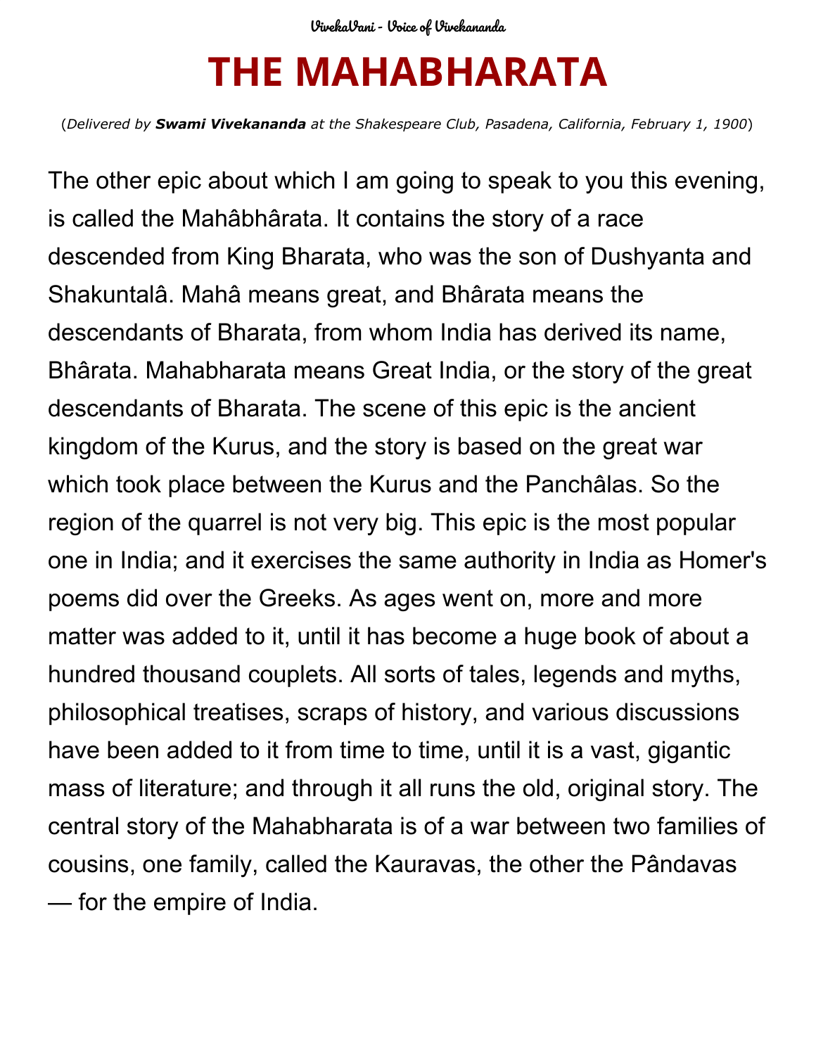# THE MAHABHARATA

(*Delivered by* ***Swami Vivekananda*** *at the Shakespeare Club, Pasadena, California, February 1, 1900*)

The other epic about which I am going to speak to you this evening, is called the Mahâbhârata. It contains the story of a race descended from King Bharata, who was the son of Dushyanta and Shakuntalâ. Mahâ means great, and Bhârata means the descendants of Bharata, from whom India has derived its name, Bhârata. Mahabharata means Great India, or the story of the great descendants of Bharata. The scene of this epic is the ancient kingdom of the Kurus, and the story is based on the great war which took place between the Kurus and the Panchâlas. So the region of the quarrel is not very big. This epic is the most popular one in India; and it exercises the same authority in India as Homer's poems did over the Greeks. As ages went on, more and more matter was added to it, until it has become a huge book of about a hundred thousand couplets. All sorts of tales, legends and myths, philosophical treatises, scraps of history, and various discussions have been added to it from time to time, until it is a vast, gigantic mass of literature; and through it all runs the old, original story. The central story of the Mahabharata is of a war between two families of cousins, one family, called the Kauravas, the other the Pândavas — for the empire of India.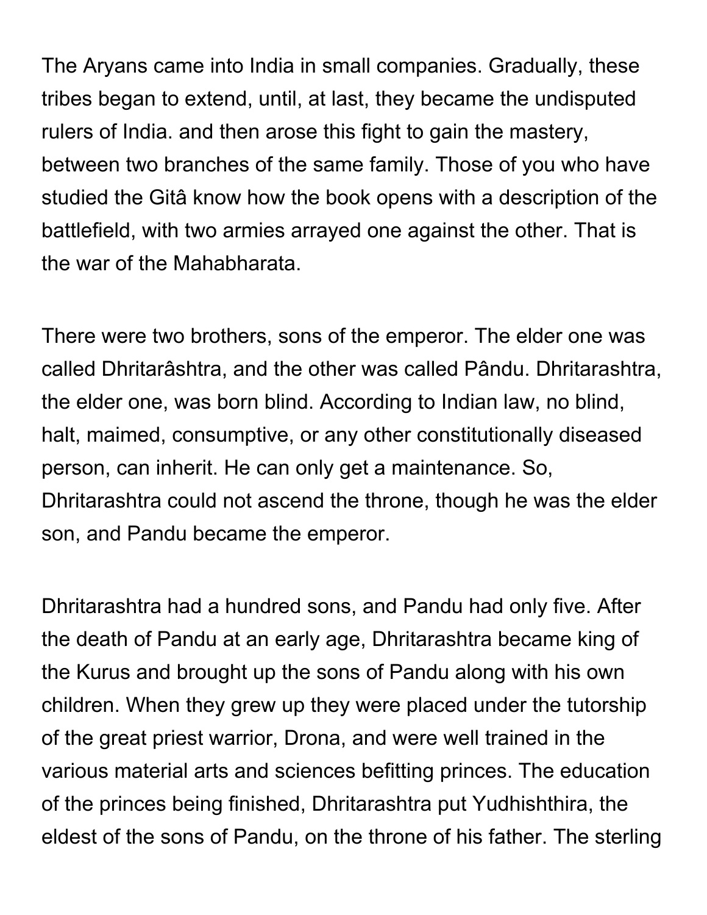The Aryans came into India in small companies. Gradually, these tribes began to extend, until, at last, they became the undisputed rulers of India. and then arose this fight to gain the mastery, between two branches of the same family. Those of you who have studied the Gitâ know how the book opens with a description of the battlefield, with two armies arrayed one against the other. That is the war of the Mahabharata.

There were two brothers, sons of the emperor. The elder one was called Dhritarâshtra, and the other was called Pându. Dhritarashtra, the elder one, was born blind. According to Indian law, no blind, halt, maimed, consumptive, or any other constitutionally diseased person, can inherit. He can only get a maintenance. So, Dhritarashtra could not ascend the throne, though he was the elder son, and Pandu became the emperor.

Dhritarashtra had a hundred sons, and Pandu had only five. After the death of Pandu at an early age, Dhritarashtra became king of the Kurus and brought up the sons of Pandu along with his own children. When they grew up they were placed under the tutorship of the great priest warrior, Drona, and were well trained in the various material arts and sciences befitting princes. The education of the princes being finished, Dhritarashtra put Yudhishthira, the eldest of the sons of Pandu, on the throne of his father. The sterling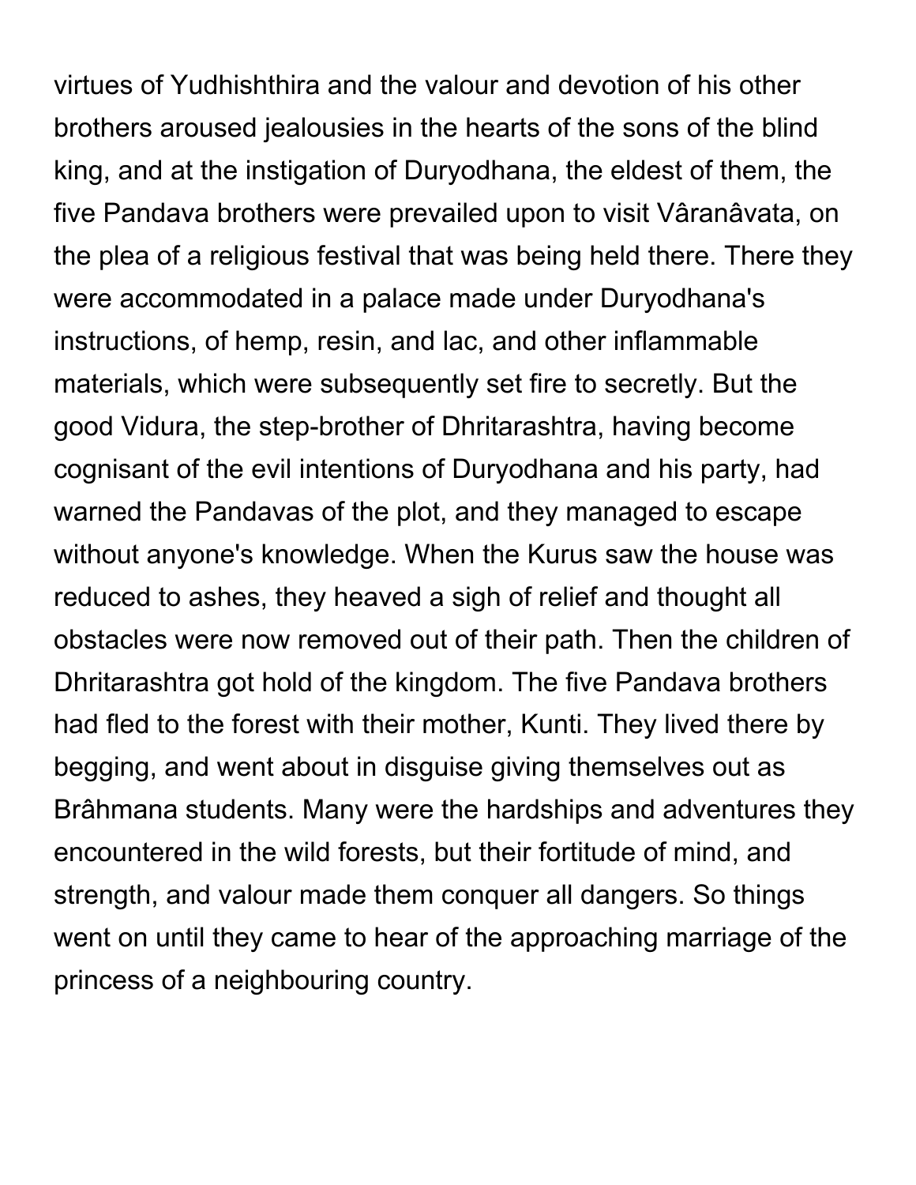virtues of Yudhishthira and the valour and devotion of his other brothers aroused jealousies in the hearts of the sons of the blind king, and at the instigation of Duryodhana, the eldest of them, the five Pandava brothers were prevailed upon to visit Vâranâvata, on the plea of a religious festival that was being held there. There they were accommodated in a palace made under Duryodhana's instructions, of hemp, resin, and lac, and other inflammable materials, which were subsequently set fire to secretly. But the good Vidura, the step-brother of Dhritarashtra, having become cognisant of the evil intentions of Duryodhana and his party, had warned the Pandavas of the plot, and they managed to escape without anyone's knowledge. When the Kurus saw the house was reduced to ashes, they heaved a sigh of relief and thought all obstacles were now removed out of their path. Then the children of Dhritarashtra got hold of the kingdom. The five Pandava brothers had fled to the forest with their mother, Kunti. They lived there by begging, and went about in disguise giving themselves out as Brâhmana students. Many were the hardships and adventures they encountered in the wild forests, but their fortitude of mind, and strength, and valour made them conquer all dangers. So things went on until they came to hear of the approaching marriage of the princess of a neighbouring country.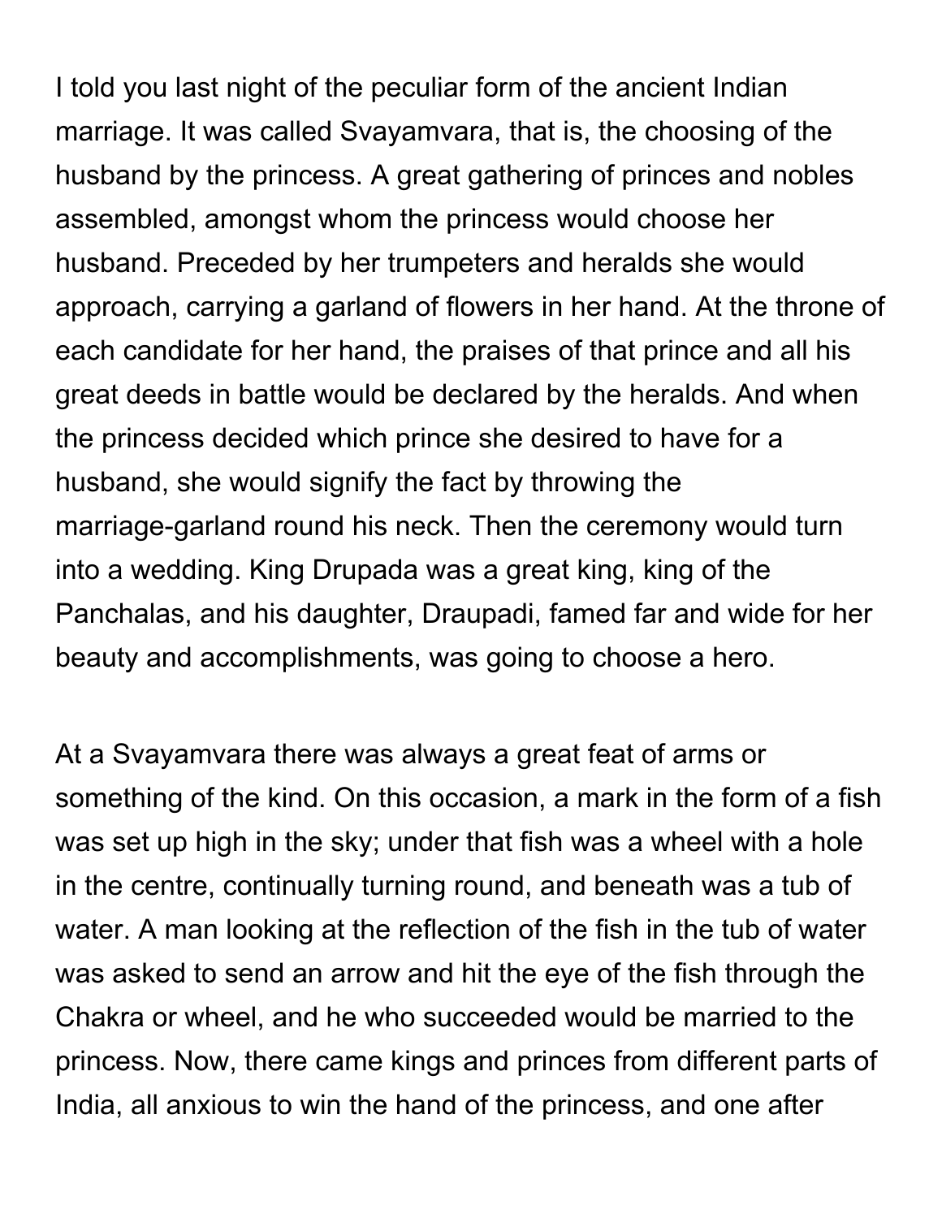I told you last night of the peculiar form of the ancient Indian marriage. It was called Svayamvara, that is, the choosing of the husband by the princess. A great gathering of princes and nobles assembled, amongst whom the princess would choose her husband. Preceded by her trumpeters and heralds she would approach, carrying a garland of flowers in her hand. At the throne of each candidate for her hand, the praises of that prince and all his great deeds in battle would be declared by the heralds. And when the princess decided which prince she desired to have for a husband, she would signify the fact by throwing the marriage-garland round his neck. Then the ceremony would turn into a wedding. King Drupada was a great king, king of the Panchalas, and his daughter, Draupadi, famed far and wide for her beauty and accomplishments, was going to choose a hero.

At a Svayamvara there was always a great feat of arms or something of the kind. On this occasion, a mark in the form of a fish was set up high in the sky; under that fish was a wheel with a hole in the centre, continually turning round, and beneath was a tub of water. A man looking at the reflection of the fish in the tub of water was asked to send an arrow and hit the eye of the fish through the Chakra or wheel, and he who succeeded would be married to the princess. Now, there came kings and princes from different parts of India, all anxious to win the hand of the princess, and one after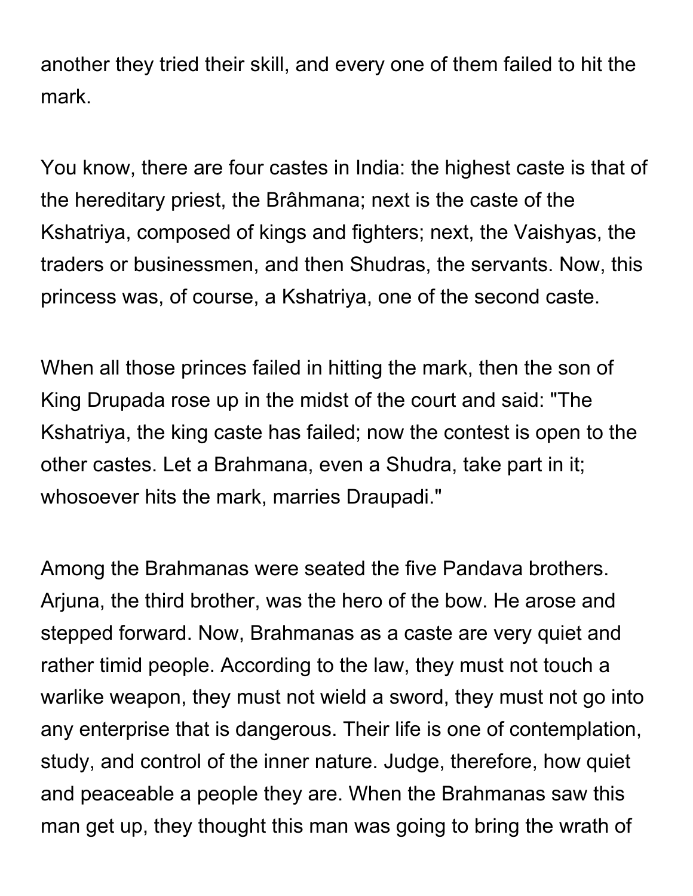another they tried their skill, and every one of them failed to hit the mark.

You know, there are four castes in India: the highest caste is that of the hereditary priest, the Brâhmana; next is the caste of the Kshatriya, composed of kings and fighters; next, the Vaishyas, the traders or businessmen, and then Shudras, the servants. Now, this princess was, of course, a Kshatriya, one of the second caste.

When all those princes failed in hitting the mark, then the son of King Drupada rose up in the midst of the court and said: "The Kshatriya, the king caste has failed; now the contest is open to the other castes. Let a Brahmana, even a Shudra, take part in it; whosoever hits the mark, marries Draupadi."

Among the Brahmanas were seated the five Pandava brothers. Arjuna, the third brother, was the hero of the bow. He arose and stepped forward. Now, Brahmanas as a caste are very quiet and rather timid people. According to the law, they must not touch a warlike weapon, they must not wield a sword, they must not go into any enterprise that is dangerous. Their life is one of contemplation, study, and control of the inner nature. Judge, therefore, how quiet and peaceable a people they are. When the Brahmanas saw this man get up, they thought this man was going to bring the wrath of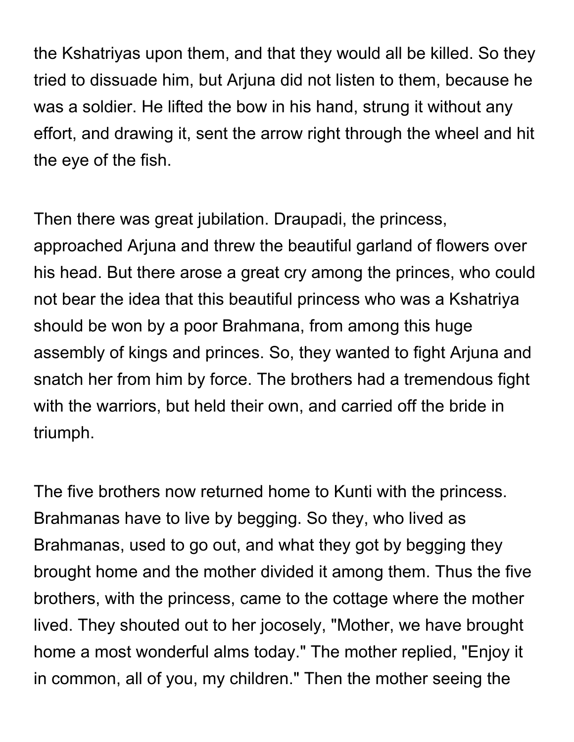the Kshatriyas upon them, and that they would all be killed. So they tried to dissuade him, but Arjuna did not listen to them, because he was a soldier. He lifted the bow in his hand, strung it without any effort, and drawing it, sent the arrow right through the wheel and hit the eye of the fish.

Then there was great jubilation. Draupadi, the princess, approached Arjuna and threw the beautiful garland of flowers over his head. But there arose a great cry among the princes, who could not bear the idea that this beautiful princess who was a Kshatriya should be won by a poor Brahmana, from among this huge assembly of kings and princes. So, they wanted to fight Arjuna and snatch her from him by force. The brothers had a tremendous fight with the warriors, but held their own, and carried off the bride in triumph.

The five brothers now returned home to Kunti with the princess. Brahmanas have to live by begging. So they, who lived as Brahmanas, used to go out, and what they got by begging they brought home and the mother divided it among them. Thus the five brothers, with the princess, came to the cottage where the mother lived. They shouted out to her jocosely, "Mother, we have brought home a most wonderful alms today." The mother replied, "Enjoy it in common, all of you, my children." Then the mother seeing the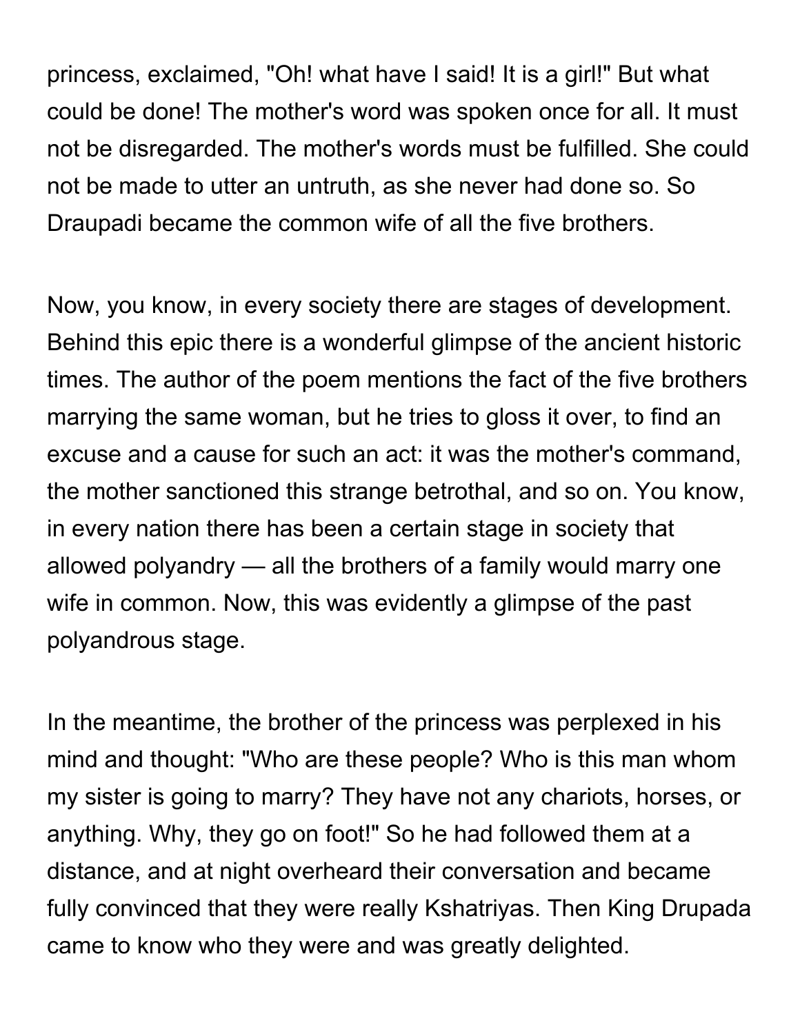princess, exclaimed, "Oh! what have I said! It is a girl!" But what could be done! The mother's word was spoken once for all. It must not be disregarded. The mother's words must be fulfilled. She could not be made to utter an untruth, as she never had done so. So Draupadi became the common wife of all the five brothers.

Now, you know, in every society there are stages of development. Behind this epic there is a wonderful glimpse of the ancient historic times. The author of the poem mentions the fact of the five brothers marrying the same woman, but he tries to gloss it over, to find an excuse and a cause for such an act: it was the mother's command, the mother sanctioned this strange betrothal, and so on. You know, in every nation there has been a certain stage in society that allowed polyandry — all the brothers of a family would marry one wife in common. Now, this was evidently a glimpse of the past polyandrous stage.

In the meantime, the brother of the princess was perplexed in his mind and thought: "Who are these people? Who is this man whom my sister is going to marry? They have not any chariots, horses, or anything. Why, they go on foot!" So he had followed them at a distance, and at night overheard their conversation and became fully convinced that they were really Kshatriyas. Then King Drupada came to know who they were and was greatly delighted.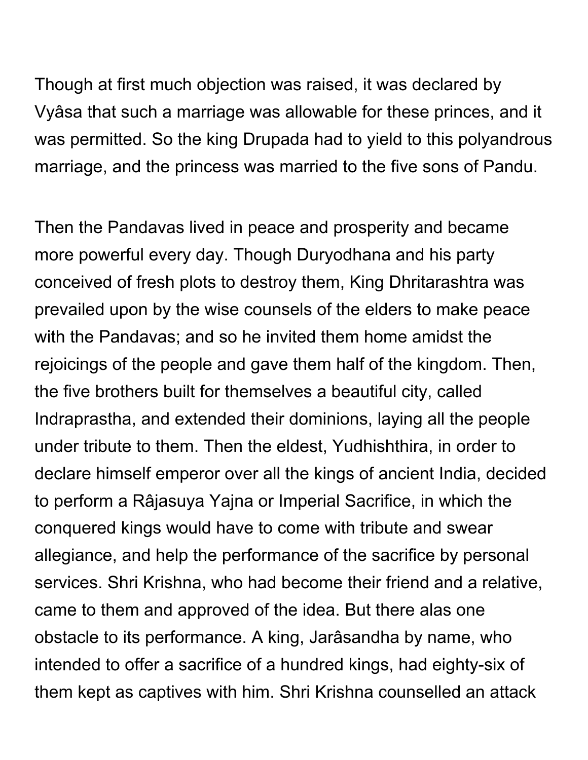Though at first much objection was raised, it was declared by Vyâsa that such a marriage was allowable for these princes, and it was permitted. So the king Drupada had to yield to this polyandrous marriage, and the princess was married to the five sons of Pandu.

Then the Pandavas lived in peace and prosperity and became more powerful every day. Though Duryodhana and his party conceived of fresh plots to destroy them, King Dhritarashtra was prevailed upon by the wise counsels of the elders to make peace with the Pandavas; and so he invited them home amidst the rejoicings of the people and gave them half of the kingdom. Then, the five brothers built for themselves a beautiful city, called Indraprastha, and extended their dominions, laying all the people under tribute to them. Then the eldest, Yudhishthira, in order to declare himself emperor over all the kings of ancient India, decided to perform a Râjasuya Yajna or Imperial Sacrifice, in which the conquered kings would have to come with tribute and swear allegiance, and help the performance of the sacrifice by personal services. Shri Krishna, who had become their friend and a relative, came to them and approved of the idea. But there alas one obstacle to its performance. A king, Jarâsandha by name, who intended to offer a sacrifice of a hundred kings, had eighty-six of them kept as captives with him. Shri Krishna counselled an attack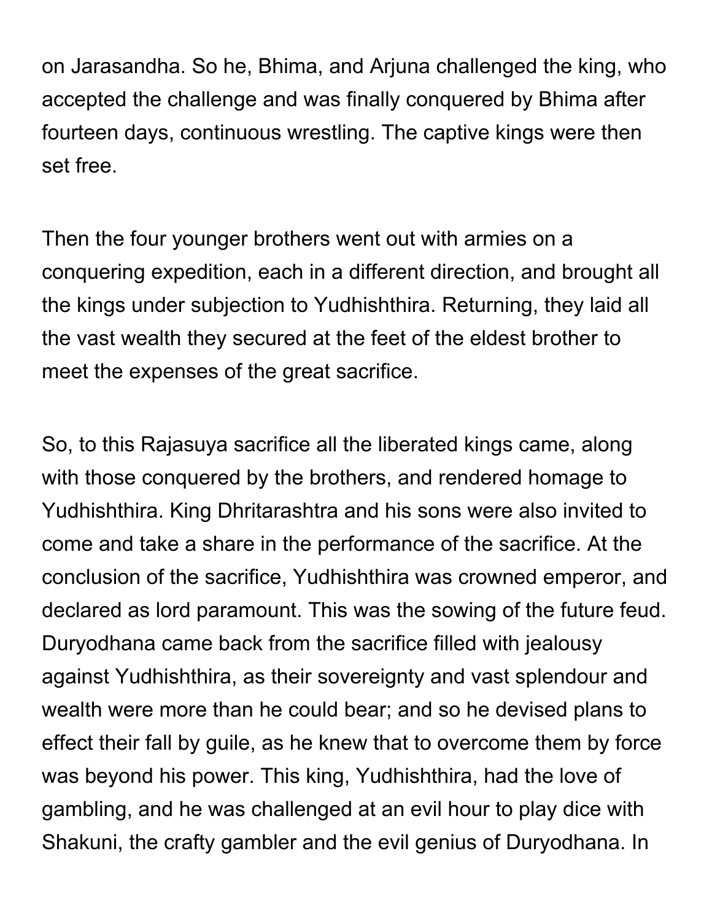on Jarasandha. So he, Bhima, and Arjuna challenged the king, who accepted the challenge and was finally conquered by Bhima after fourteen days, continuous wrestling. The captive kings were then set free.

Then the four younger brothers went out with armies on a conquering expedition, each in a different direction, and brought all the kings under subjection to Yudhishthira. Returning, they laid all the vast wealth they secured at the feet of the eldest brother to meet the expenses of the great sacrifice.

So, to this Rajasuya sacrifice all the liberated kings came, along with those conquered by the brothers, and rendered homage to Yudhishthira. King Dhritarashtra and his sons were also invited to come and take a share in the performance of the sacrifice. At the conclusion of the sacrifice, Yudhishthira was crowned emperor, and declared as lord paramount. This was the sowing of the future feud. Duryodhana came back from the sacrifice filled with jealousy against Yudhishthira, as their sovereignty and vast splendour and wealth were more than he could bear; and so he devised plans to effect their fall by guile, as he knew that to overcome them by force was beyond his power. This king, Yudhishthira, had the love of gambling, and he was challenged at an evil hour to play dice with Shakuni, the crafty gambler and the evil genius of Duryodhana. In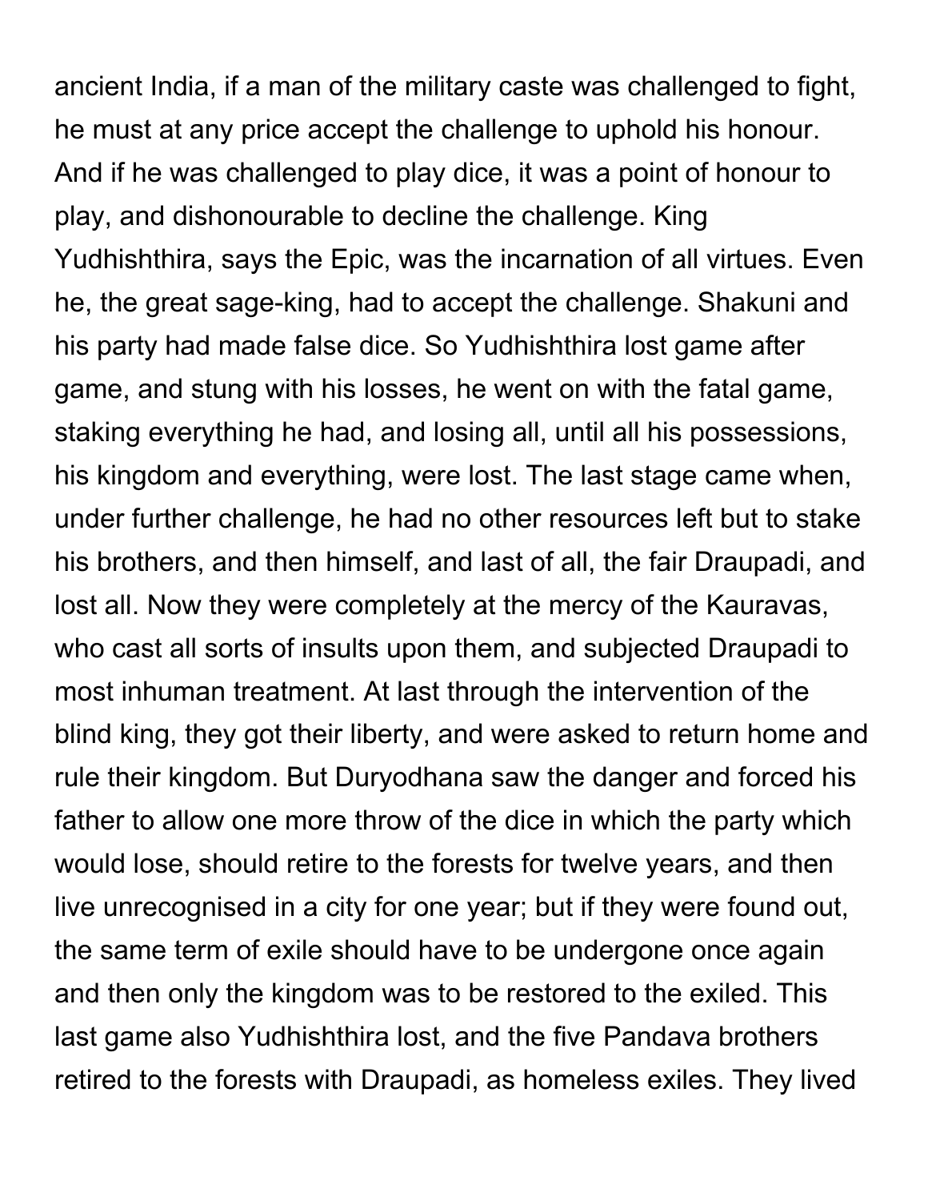ancient India, if a man of the military caste was challenged to fight, he must at any price accept the challenge to uphold his honour. And if he was challenged to play dice, it was a point of honour to play, and dishonourable to decline the challenge. King Yudhishthira, says the Epic, was the incarnation of all virtues. Even he, the great sage-king, had to accept the challenge. Shakuni and his party had made false dice. So Yudhishthira lost game after game, and stung with his losses, he went on with the fatal game, staking everything he had, and losing all, until all his possessions, his kingdom and everything, were lost. The last stage came when, under further challenge, he had no other resources left but to stake his brothers, and then himself, and last of all, the fair Draupadi, and lost all. Now they were completely at the mercy of the Kauravas, who cast all sorts of insults upon them, and subjected Draupadi to most inhuman treatment. At last through the intervention of the blind king, they got their liberty, and were asked to return home and rule their kingdom. But Duryodhana saw the danger and forced his father to allow one more throw of the dice in which the party which would lose, should retire to the forests for twelve years, and then live unrecognised in a city for one year; but if they were found out, the same term of exile should have to be undergone once again and then only the kingdom was to be restored to the exiled. This last game also Yudhishthira lost, and the five Pandava brothers retired to the forests with Draupadi, as homeless exiles. They lived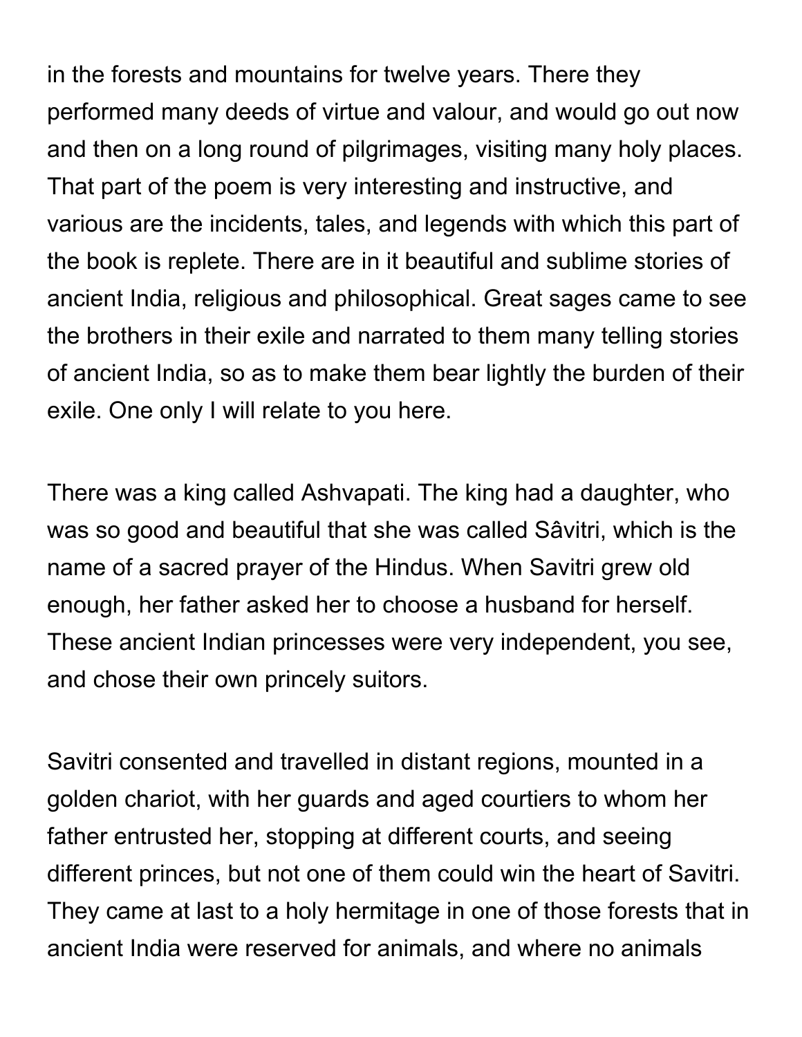in the forests and mountains for twelve years. There they performed many deeds of virtue and valour, and would go out now and then on a long round of pilgrimages, visiting many holy places. That part of the poem is very interesting and instructive, and various are the incidents, tales, and legends with which this part of the book is replete. There are in it beautiful and sublime stories of ancient India, religious and philosophical. Great sages came to see the brothers in their exile and narrated to them many telling stories of ancient India, so as to make them bear lightly the burden of their exile. One only I will relate to you here.

There was a king called Ashvapati. The king had a daughter, who was so good and beautiful that she was called Sâvitri, which is the name of a sacred prayer of the Hindus. When Savitri grew old enough, her father asked her to choose a husband for herself. These ancient Indian princesses were very independent, you see, and chose their own princely suitors.

Savitri consented and travelled in distant regions, mounted in a golden chariot, with her guards and aged courtiers to whom her father entrusted her, stopping at different courts, and seeing different princes, but not one of them could win the heart of Savitri. They came at last to a holy hermitage in one of those forests that in ancient India were reserved for animals, and where no animals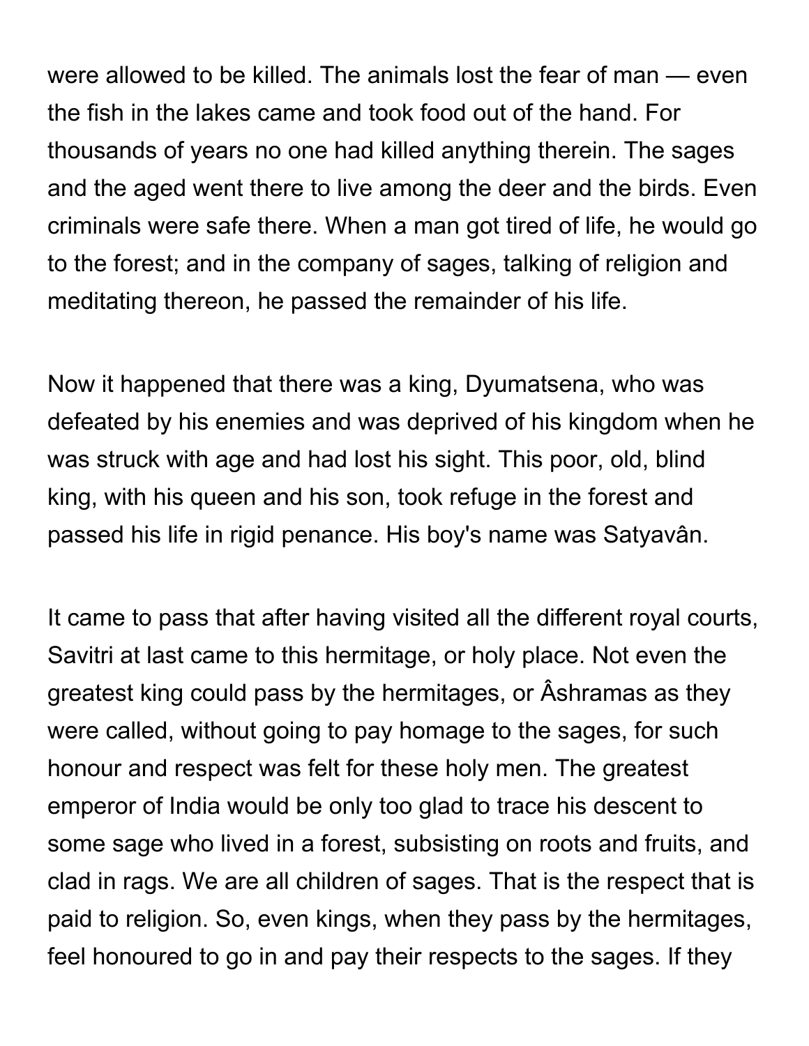were allowed to be killed. The animals lost the fear of man — even the fish in the lakes came and took food out of the hand. For thousands of years no one had killed anything therein. The sages and the aged went there to live among the deer and the birds. Even criminals were safe there. When a man got tired of life, he would go to the forest; and in the company of sages, talking of religion and meditating thereon, he passed the remainder of his life.

Now it happened that there was a king, Dyumatsena, who was defeated by his enemies and was deprived of his kingdom when he was struck with age and had lost his sight. This poor, old, blind king, with his queen and his son, took refuge in the forest and passed his life in rigid penance. His boy's name was Satyavân.

It came to pass that after having visited all the different royal courts, Savitri at last came to this hermitage, or holy place. Not even the greatest king could pass by the hermitages, or Âshramas as they were called, without going to pay homage to the sages, for such honour and respect was felt for these holy men. The greatest emperor of India would be only too glad to trace his descent to some sage who lived in a forest, subsisting on roots and fruits, and clad in rags. We are all children of sages. That is the respect that is paid to religion. So, even kings, when they pass by the hermitages, feel honoured to go in and pay their respects to the sages. If they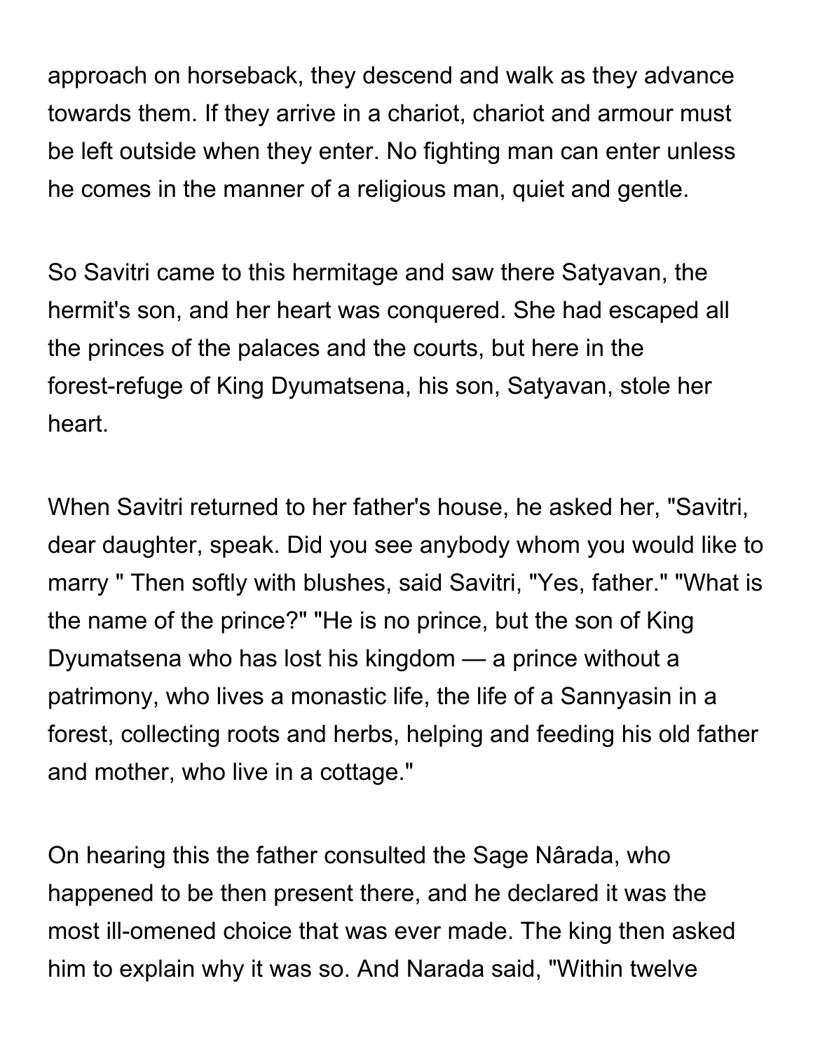approach on horseback, they descend and walk as they advance towards them. If they arrive in a chariot, chariot and armour must be left outside when they enter. No fighting man can enter unless he comes in the manner of a religious man, quiet and gentle.

So Savitri came to this hermitage and saw there Satyavan, the hermit's son, and her heart was conquered. She had escaped all the princes of the palaces and the courts, but here in the forest-refuge of King Dyumatsena, his son, Satyavan, stole her heart.

When Savitri returned to her father's house, he asked her, "Savitri, dear daughter, speak. Did you see anybody whom you would like to marry " Then softly with blushes, said Savitri, "Yes, father." "What is the name of the prince?" "He is no prince, but the son of King Dyumatsena who has lost his kingdom — a prince without a patrimony, who lives a monastic life, the life of a Sannyasin in a forest, collecting roots and herbs, helping and feeding his old father and mother, who live in a cottage."

On hearing this the father consulted the Sage Nârada, who happened to be then present there, and he declared it was the most ill-omened choice that was ever made. The king then asked him to explain why it was so. And Narada said, "Within twelve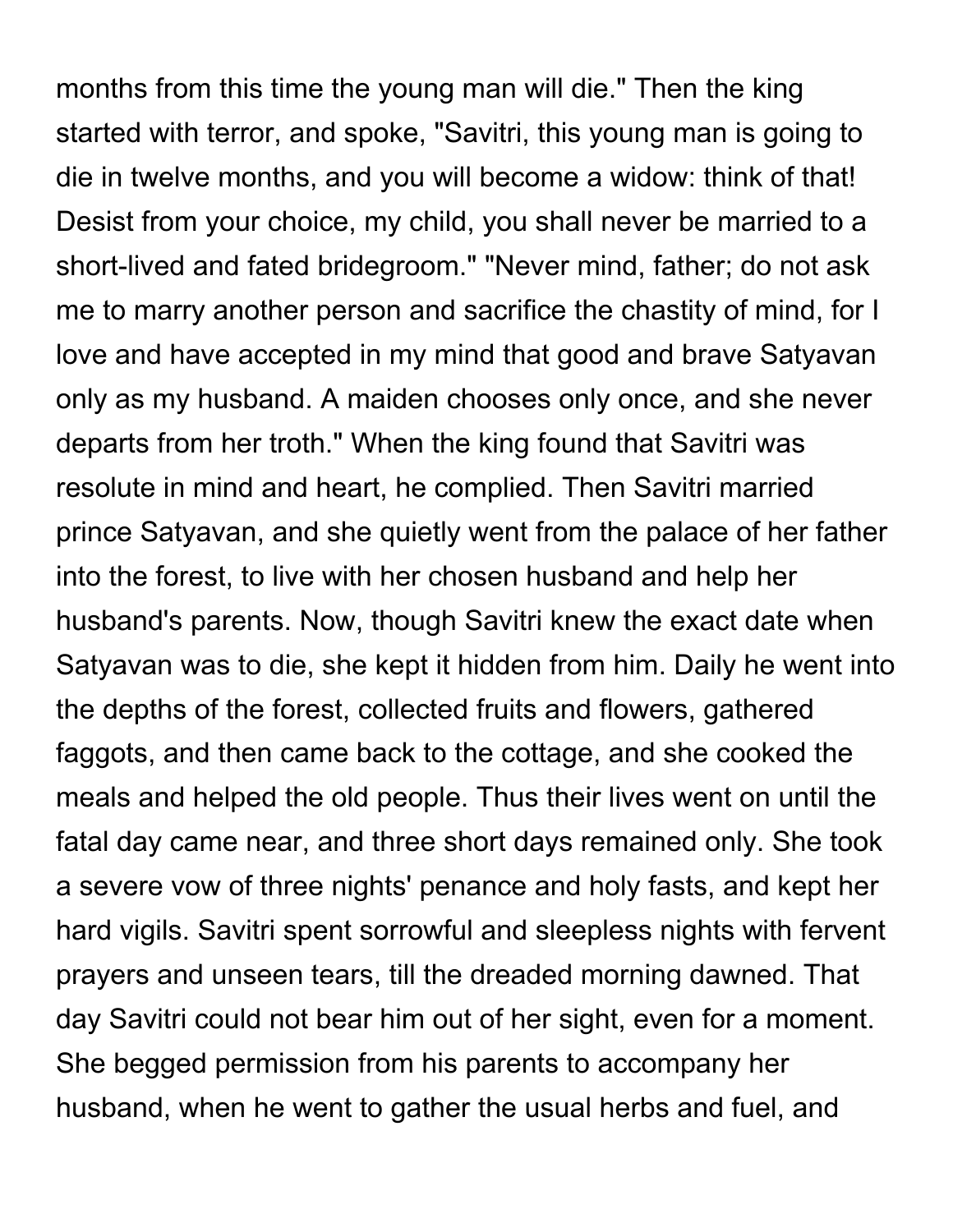months from this time the young man will die." Then the king started with terror, and spoke, "Savitri, this young man is going to die in twelve months, and you will become a widow: think of that! Desist from your choice, my child, you shall never be married to a short-lived and fated bridegroom." "Never mind, father; do not ask me to marry another person and sacrifice the chastity of mind, for I love and have accepted in my mind that good and brave Satyavan only as my husband. A maiden chooses only once, and she never departs from her troth." When the king found that Savitri was resolute in mind and heart, he complied. Then Savitri married prince Satyavan, and she quietly went from the palace of her father into the forest, to live with her chosen husband and help her husband's parents. Now, though Savitri knew the exact date when Satyavan was to die, she kept it hidden from him. Daily he went into the depths of the forest, collected fruits and flowers, gathered faggots, and then came back to the cottage, and she cooked the meals and helped the old people. Thus their lives went on until the fatal day came near, and three short days remained only. She took a severe vow of three nights' penance and holy fasts, and kept her hard vigils. Savitri spent sorrowful and sleepless nights with fervent prayers and unseen tears, till the dreaded morning dawned. That day Savitri could not bear him out of her sight, even for a moment. She begged permission from his parents to accompany her husband, when he went to gather the usual herbs and fuel, and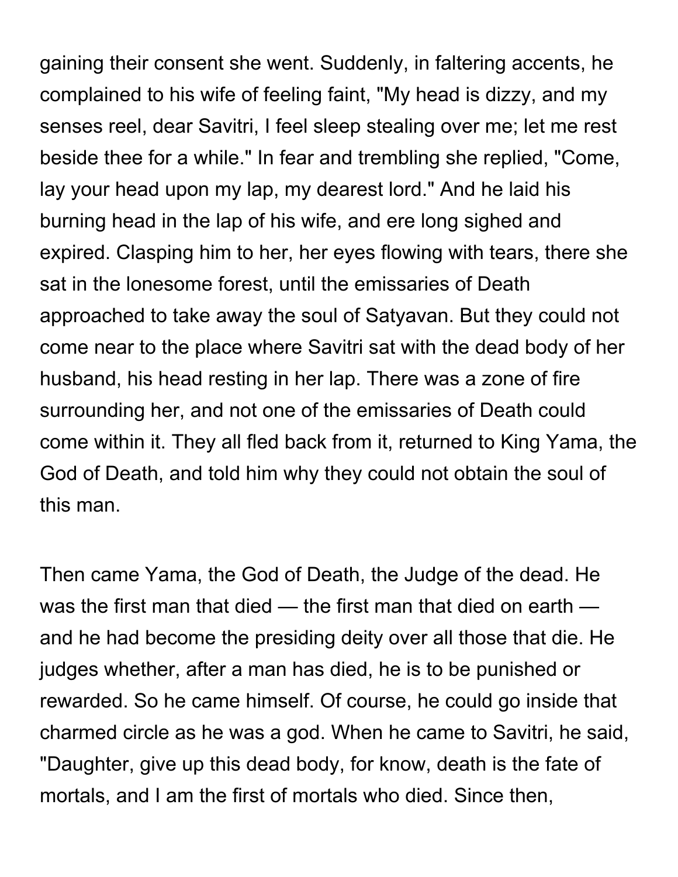gaining their consent she went. Suddenly, in faltering accents, he complained to his wife of feeling faint, "My head is dizzy, and my senses reel, dear Savitri, I feel sleep stealing over me; let me rest beside thee for a while." In fear and trembling she replied, "Come, lay your head upon my lap, my dearest lord." And he laid his burning head in the lap of his wife, and ere long sighed and expired. Clasping him to her, her eyes flowing with tears, there she sat in the lonesome forest, until the emissaries of Death approached to take away the soul of Satyavan. But they could not come near to the place where Savitri sat with the dead body of her husband, his head resting in her lap. There was a zone of fire surrounding her, and not one of the emissaries of Death could come within it. They all fled back from it, returned to King Yama, the God of Death, and told him why they could not obtain the soul of this man.

Then came Yama, the God of Death, the Judge of the dead. He was the first man that died — the first man that died on earth — and he had become the presiding deity over all those that die. He judges whether, after a man has died, he is to be punished or rewarded. So he came himself. Of course, he could go inside that charmed circle as he was a god. When he came to Savitri, he said, "Daughter, give up this dead body, for know, death is the fate of mortals, and I am the first of mortals who died. Since then,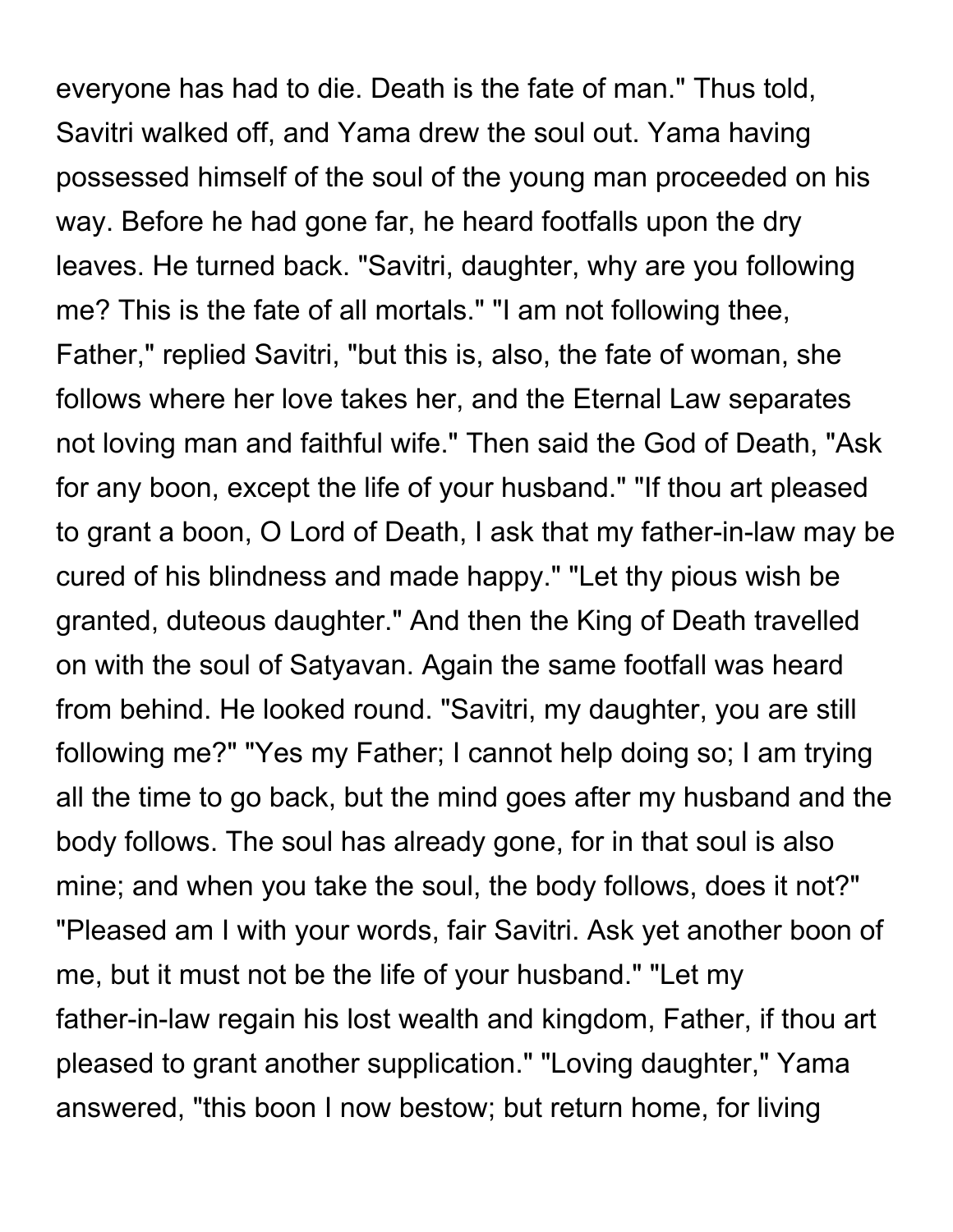everyone has had to die. Death is the fate of man." Thus told, Savitri walked off, and Yama drew the soul out. Yama having possessed himself of the soul of the young man proceeded on his way. Before he had gone far, he heard footfalls upon the dry leaves. He turned back. "Savitri, daughter, why are you following me? This is the fate of all mortals." "I am not following thee, Father," replied Savitri, "but this is, also, the fate of woman, she follows where her love takes her, and the Eternal Law separates not loving man and faithful wife." Then said the God of Death, "Ask for any boon, except the life of your husband." "If thou art pleased to grant a boon, O Lord of Death, I ask that my father-in-law may be cured of his blindness and made happy." "Let thy pious wish be granted, duteous daughter." And then the King of Death travelled on with the soul of Satyavan. Again the same footfall was heard from behind. He looked round. "Savitri, my daughter, you are still following me?" "Yes my Father; I cannot help doing so; I am trying all the time to go back, but the mind goes after my husband and the body follows. The soul has already gone, for in that soul is also mine; and when you take the soul, the body follows, does it not?" "Pleased am I with your words, fair Savitri. Ask yet another boon of me, but it must not be the life of your husband." "Let my father-in-law regain his lost wealth and kingdom, Father, if thou art pleased to grant another supplication." "Loving daughter," Yama answered, "this boon I now bestow; but return home, for living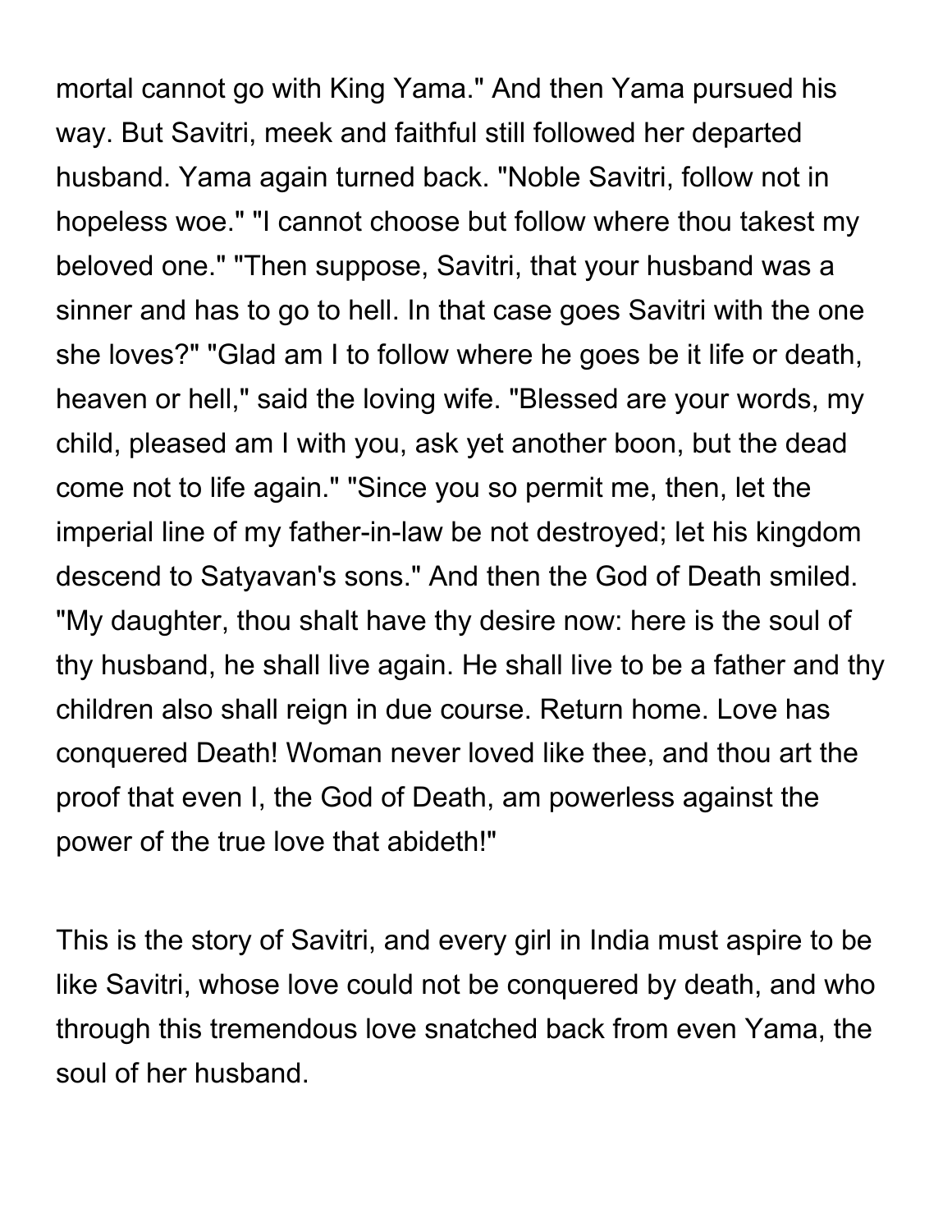mortal cannot go with King Yama." And then Yama pursued his way. But Savitri, meek and faithful still followed her departed husband. Yama again turned back. "Noble Savitri, follow not in hopeless woe." "I cannot choose but follow where thou takest my beloved one." "Then suppose, Savitri, that your husband was a sinner and has to go to hell. In that case goes Savitri with the one she loves?" "Glad am I to follow where he goes be it life or death, heaven or hell," said the loving wife. "Blessed are your words, my child, pleased am I with you, ask yet another boon, but the dead come not to life again." "Since you so permit me, then, let the imperial line of my father-in-law be not destroyed; let his kingdom descend to Satyavan's sons." And then the God of Death smiled. "My daughter, thou shalt have thy desire now: here is the soul of thy husband, he shall live again. He shall live to be a father and thy children also shall reign in due course. Return home. Love has conquered Death! Woman never loved like thee, and thou art the proof that even I, the God of Death, am powerless against the power of the true love that abideth!"

This is the story of Savitri, and every girl in India must aspire to be like Savitri, whose love could not be conquered by death, and who through this tremendous love snatched back from even Yama, the soul of her husband.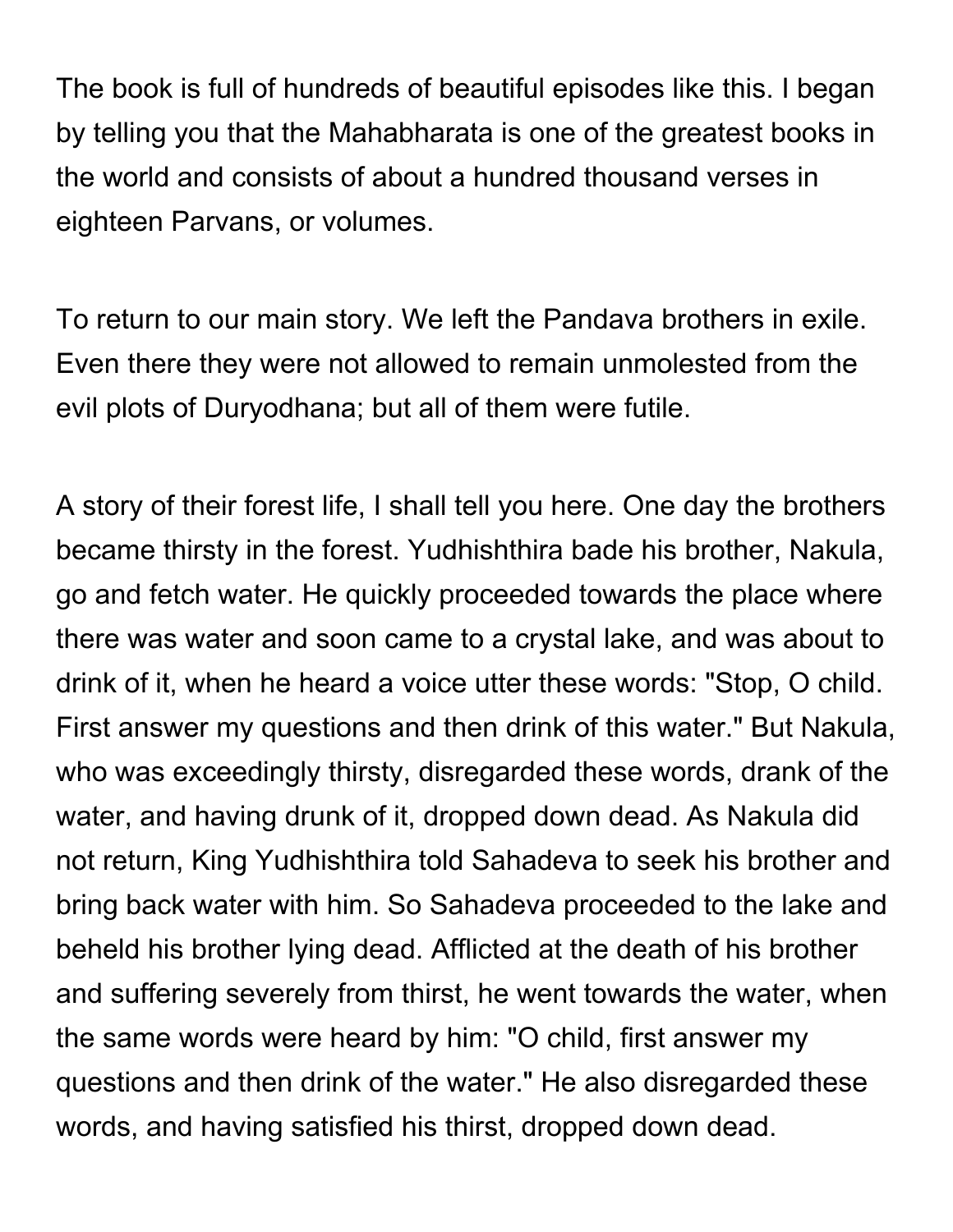The book is full of hundreds of beautiful episodes like this. I began by telling you that the Mahabharata is one of the greatest books in the world and consists of about a hundred thousand verses in eighteen Parvans, or volumes.

To return to our main story. We left the Pandava brothers in exile. Even there they were not allowed to remain unmolested from the evil plots of Duryodhana; but all of them were futile.

A story of their forest life, I shall tell you here. One day the brothers became thirsty in the forest. Yudhishthira bade his brother, Nakula, go and fetch water. He quickly proceeded towards the place where there was water and soon came to a crystal lake, and was about to drink of it, when he heard a voice utter these words: "Stop, O child. First answer my questions and then drink of this water." But Nakula, who was exceedingly thirsty, disregarded these words, drank of the water, and having drunk of it, dropped down dead. As Nakula did not return, King Yudhishthira told Sahadeva to seek his brother and bring back water with him. So Sahadeva proceeded to the lake and beheld his brother lying dead. Afflicted at the death of his brother and suffering severely from thirst, he went towards the water, when the same words were heard by him: "O child, first answer my questions and then drink of the water." He also disregarded these words, and having satisfied his thirst, dropped down dead.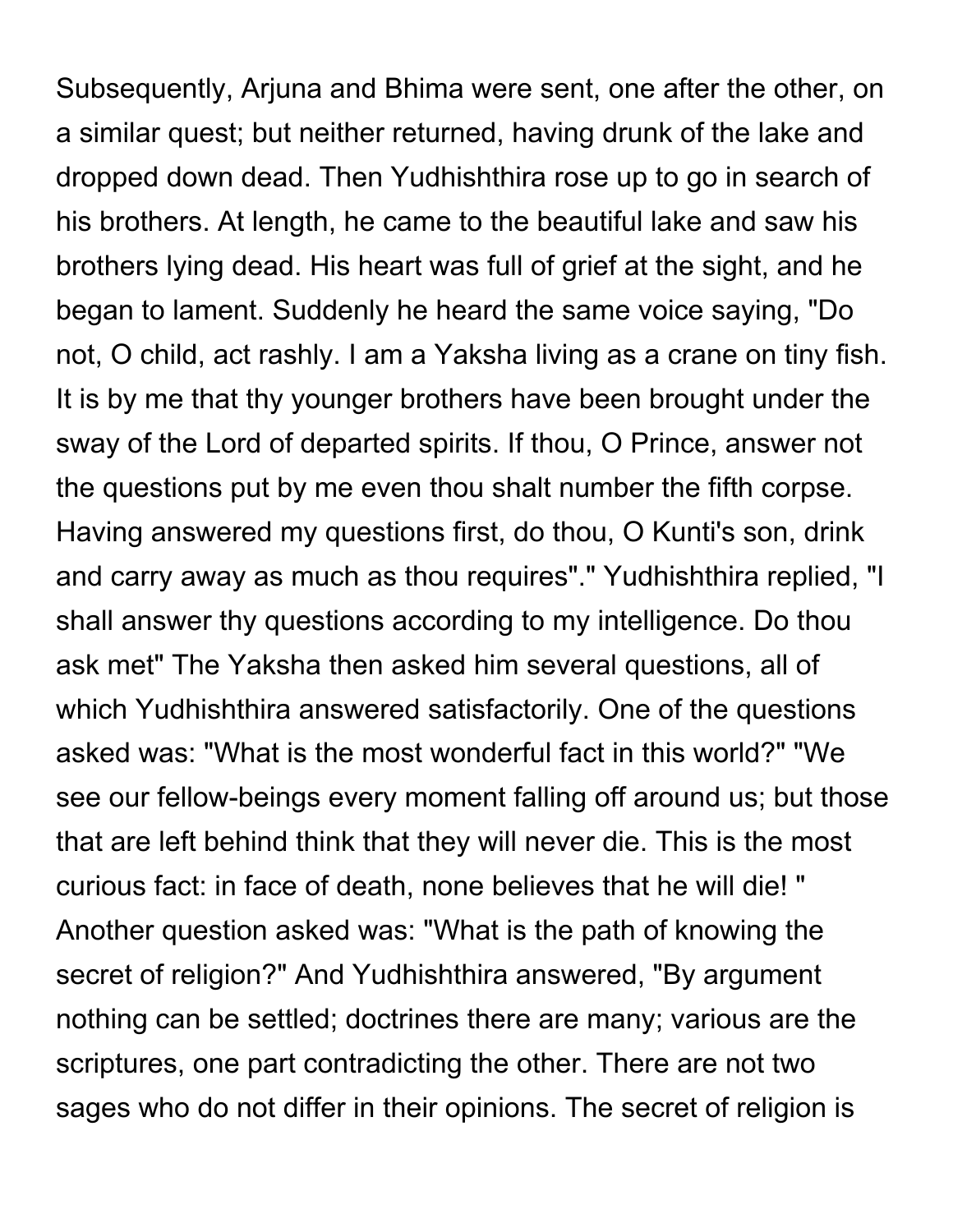Subsequently, Arjuna and Bhima were sent, one after the other, on a similar quest; but neither returned, having drunk of the lake and dropped down dead. Then Yudhishthira rose up to go in search of his brothers. At length, he came to the beautiful lake and saw his brothers lying dead. His heart was full of grief at the sight, and he began to lament. Suddenly he heard the same voice saying, "Do not, O child, act rashly. I am a Yaksha living as a crane on tiny fish. It is by me that thy younger brothers have been brought under the sway of the Lord of departed spirits. If thou, O Prince, answer not the questions put by me even thou shalt number the fifth corpse. Having answered my questions first, do thou, O Kunti's son, drink and carry away as much as thou requires"." Yudhishthira replied, "I shall answer thy questions according to my intelligence. Do thou ask met" The Yaksha then asked him several questions, all of which Yudhishthira answered satisfactorily. One of the questions asked was: "What is the most wonderful fact in this world?" "We see our fellow-beings every moment falling off around us; but those that are left behind think that they will never die. This is the most curious fact: in face of death, none believes that he will die! " Another question asked was: "What is the path of knowing the secret of religion?" And Yudhishthira answered, "By argument nothing can be settled; doctrines there are many; various are the scriptures, one part contradicting the other. There are not two sages who do not differ in their opinions. The secret of religion is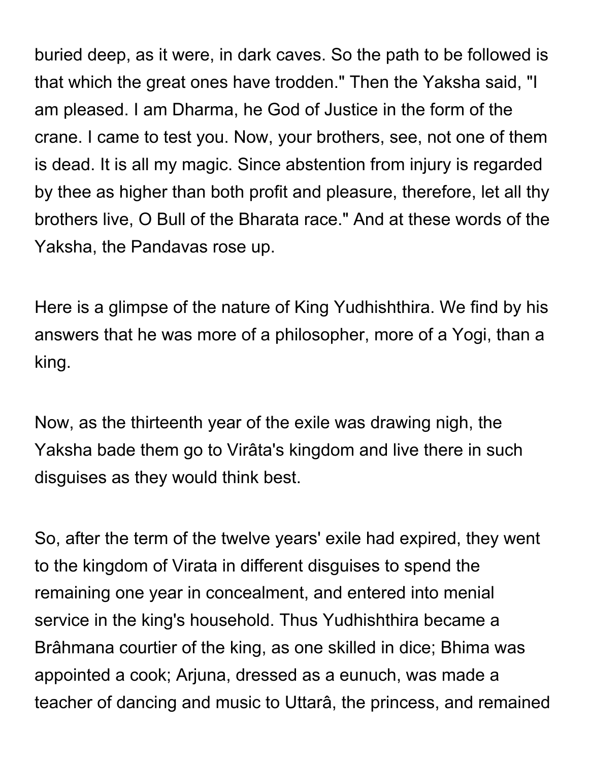buried deep, as it were, in dark caves. So the path to be followed is that which the great ones have trodden." Then the Yaksha said, "I am pleased. I am Dharma, he God of Justice in the form of the crane. I came to test you. Now, your brothers, see, not one of them is dead. It is all my magic. Since abstention from injury is regarded by thee as higher than both profit and pleasure, therefore, let all thy brothers live, O Bull of the Bharata race." And at these words of the Yaksha, the Pandavas rose up.

Here is a glimpse of the nature of King Yudhishthira. We find by his answers that he was more of a philosopher, more of a Yogi, than a king.

Now, as the thirteenth year of the exile was drawing nigh, the Yaksha bade them go to Virâta's kingdom and live there in such disguises as they would think best.

So, after the term of the twelve years' exile had expired, they went to the kingdom of Virata in different disguises to spend the remaining one year in concealment, and entered into menial service in the king's household. Thus Yudhishthira became a Brâhmana courtier of the king, as one skilled in dice; Bhima was appointed a cook; Arjuna, dressed as a eunuch, was made a teacher of dancing and music to Uttarâ, the princess, and remained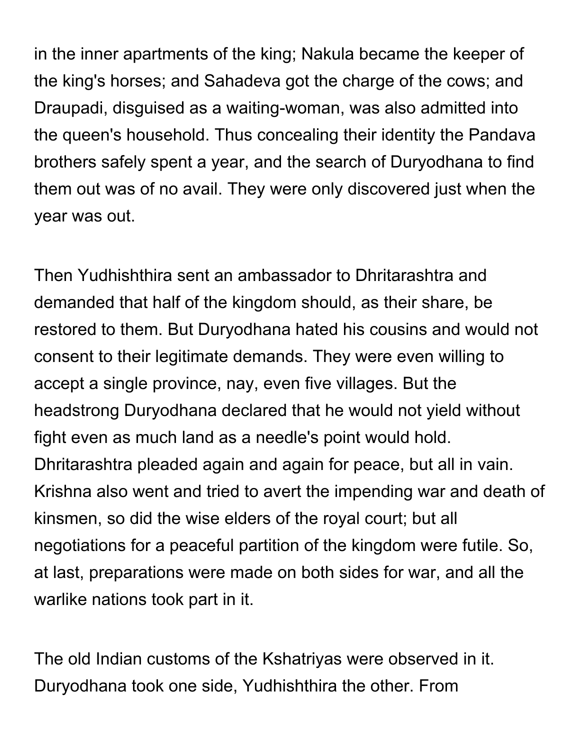in the inner apartments of the king; Nakula became the keeper of the king's horses; and Sahadeva got the charge of the cows; and Draupadi, disguised as a waiting-woman, was also admitted into the queen's household. Thus concealing their identity the Pandava brothers safely spent a year, and the search of Duryodhana to find them out was of no avail. They were only discovered just when the year was out.

Then Yudhishthira sent an ambassador to Dhritarashtra and demanded that half of the kingdom should, as their share, be restored to them. But Duryodhana hated his cousins and would not consent to their legitimate demands. They were even willing to accept a single province, nay, even five villages. But the headstrong Duryodhana declared that he would not yield without fight even as much land as a needle's point would hold. Dhritarashtra pleaded again and again for peace, but all in vain. Krishna also went and tried to avert the impending war and death of kinsmen, so did the wise elders of the royal court; but all negotiations for a peaceful partition of the kingdom were futile. So, at last, preparations were made on both sides for war, and all the warlike nations took part in it.

The old Indian customs of the Kshatriyas were observed in it. Duryodhana took one side, Yudhishthira the other. From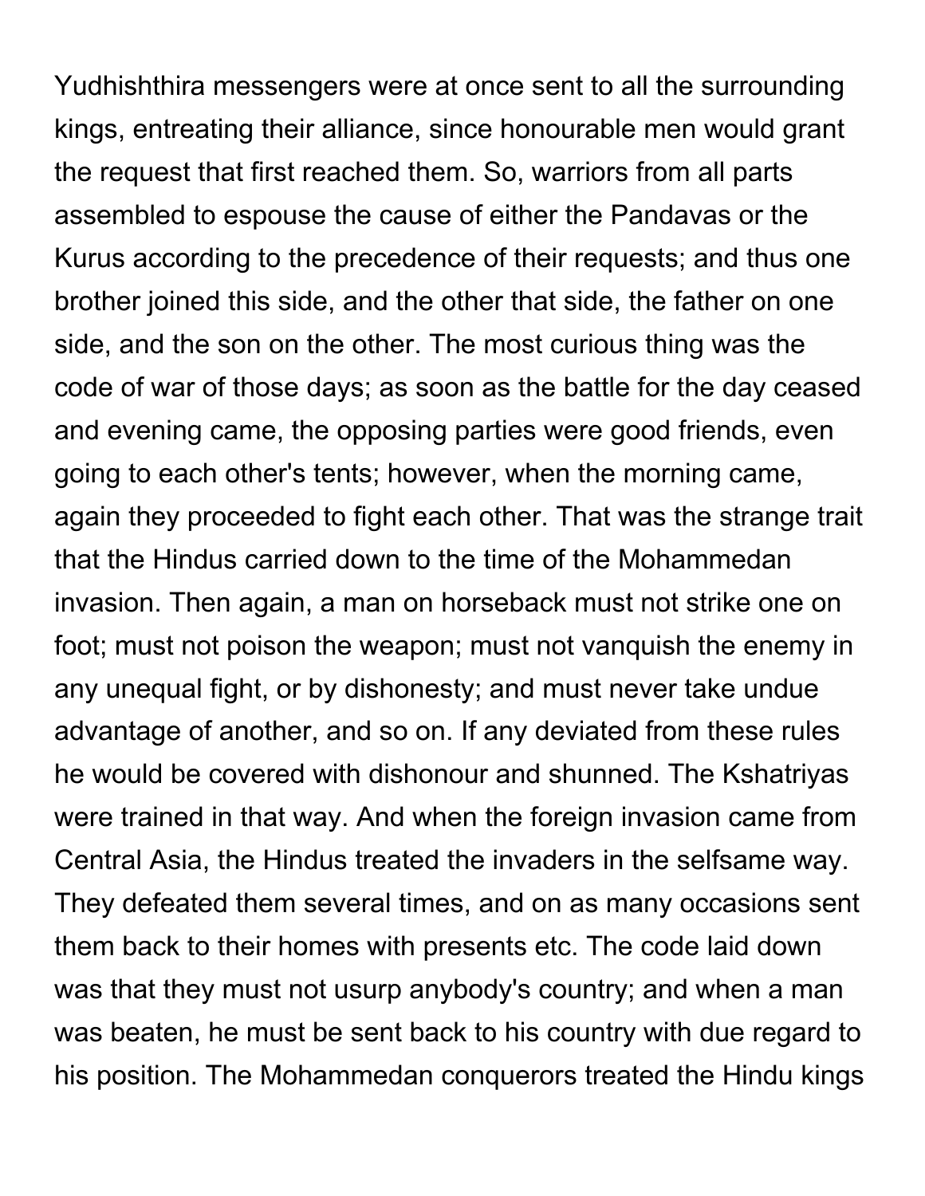Yudhishthira messengers were at once sent to all the surrounding kings, entreating their alliance, since honourable men would grant the request that first reached them. So, warriors from all parts assembled to espouse the cause of either the Pandavas or the Kurus according to the precedence of their requests; and thus one brother joined this side, and the other that side, the father on one side, and the son on the other. The most curious thing was the code of war of those days; as soon as the battle for the day ceased and evening came, the opposing parties were good friends, even going to each other's tents; however, when the morning came, again they proceeded to fight each other. That was the strange trait that the Hindus carried down to the time of the Mohammedan invasion. Then again, a man on horseback must not strike one on foot; must not poison the weapon; must not vanquish the enemy in any unequal fight, or by dishonesty; and must never take undue advantage of another, and so on. If any deviated from these rules he would be covered with dishonour and shunned. The Kshatriyas were trained in that way. And when the foreign invasion came from Central Asia, the Hindus treated the invaders in the selfsame way. They defeated them several times, and on as many occasions sent them back to their homes with presents etc. The code laid down was that they must not usurp anybody's country; and when a man was beaten, he must be sent back to his country with due regard to his position. The Mohammedan conquerors treated the Hindu kings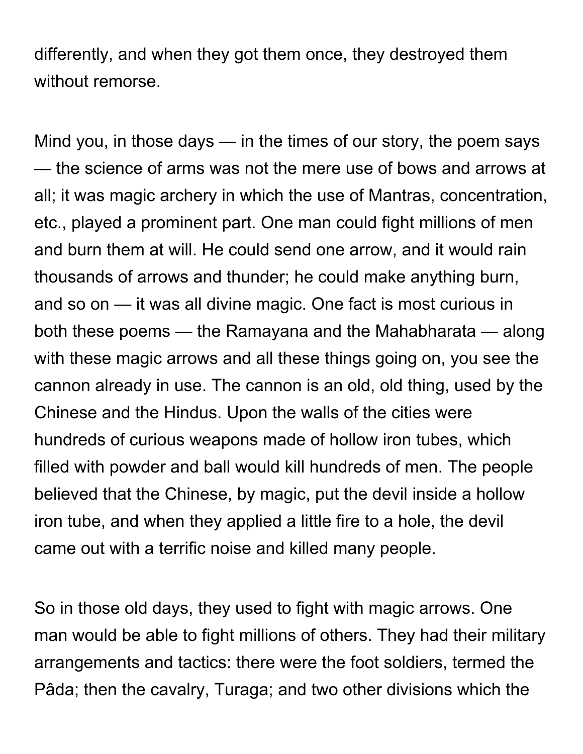differently, and when they got them once, they destroyed them without remorse.

Mind you, in those days — in the times of our story, the poem says — the science of arms was not the mere use of bows and arrows at all; it was magic archery in which the use of Mantras, concentration, etc., played a prominent part. One man could fight millions of men and burn them at will. He could send one arrow, and it would rain thousands of arrows and thunder; he could make anything burn, and so on — it was all divine magic. One fact is most curious in both these poems — the Ramayana and the Mahabharata — along with these magic arrows and all these things going on, you see the cannon already in use. The cannon is an old, old thing, used by the Chinese and the Hindus. Upon the walls of the cities were hundreds of curious weapons made of hollow iron tubes, which filled with powder and ball would kill hundreds of men. The people believed that the Chinese, by magic, put the devil inside a hollow iron tube, and when they applied a little fire to a hole, the devil came out with a terrific noise and killed many people.

So in those old days, they used to fight with magic arrows. One man would be able to fight millions of others. They had their military arrangements and tactics: there were the foot soldiers, termed the Pâda; then the cavalry, Turaga; and two other divisions which the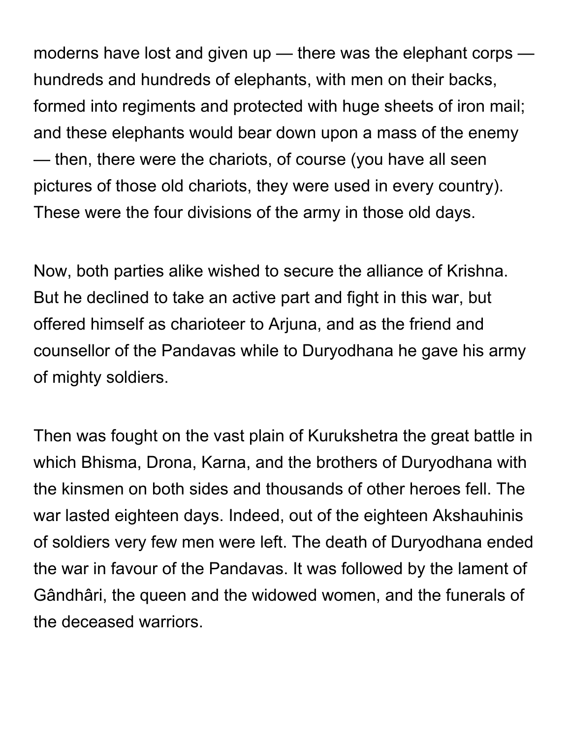moderns have lost and given up — there was the elephant corps — hundreds and hundreds of elephants, with men on their backs, formed into regiments and protected with huge sheets of iron mail; and these elephants would bear down upon a mass of the enemy — then, there were the chariots, of course (you have all seen pictures of those old chariots, they were used in every country). These were the four divisions of the army in those old days.

Now, both parties alike wished to secure the alliance of Krishna. But he declined to take an active part and fight in this war, but offered himself as charioteer to Arjuna, and as the friend and counsellor of the Pandavas while to Duryodhana he gave his army of mighty soldiers.

Then was fought on the vast plain of Kurukshetra the great battle in which Bhisma, Drona, Karna, and the brothers of Duryodhana with the kinsmen on both sides and thousands of other heroes fell. The war lasted eighteen days. Indeed, out of the eighteen Akshauhinis of soldiers very few men were left. The death of Duryodhana ended the war in favour of the Pandavas. It was followed by the lament of Gândhâri, the queen and the widowed women, and the funerals of the deceased warriors.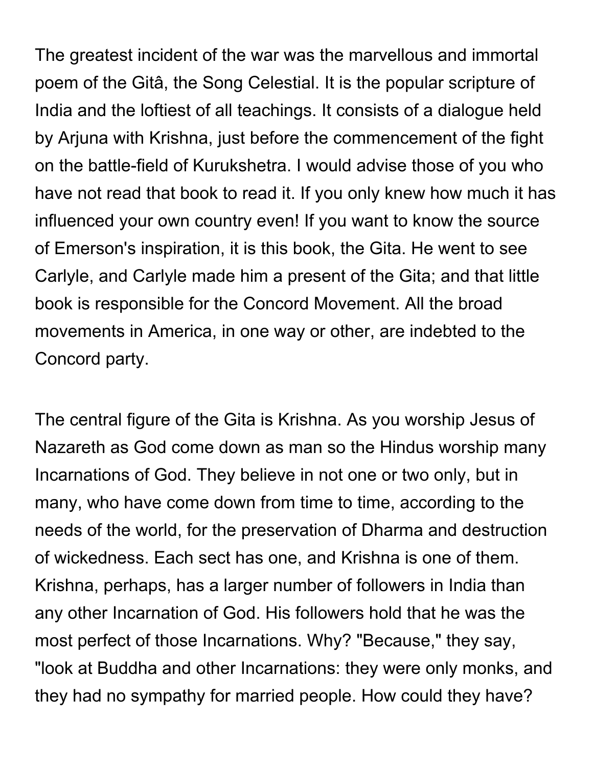The greatest incident of the war was the marvellous and immortal poem of the Gitâ, the Song Celestial. It is the popular scripture of India and the loftiest of all teachings. It consists of a dialogue held by Arjuna with Krishna, just before the commencement of the fight on the battle-field of Kurukshetra. I would advise those of you who have not read that book to read it. If you only knew how much it has influenced your own country even! If you want to know the source of Emerson's inspiration, it is this book, the Gita. He went to see Carlyle, and Carlyle made him a present of the Gita; and that little book is responsible for the Concord Movement. All the broad movements in America, in one way or other, are indebted to the Concord party.

The central figure of the Gita is Krishna. As you worship Jesus of Nazareth as God come down as man so the Hindus worship many Incarnations of God. They believe in not one or two only, but in many, who have come down from time to time, according to the needs of the world, for the preservation of Dharma and destruction of wickedness. Each sect has one, and Krishna is one of them. Krishna, perhaps, has a larger number of followers in India than any other Incarnation of God. His followers hold that he was the most perfect of those Incarnations. Why? "Because," they say, "look at Buddha and other Incarnations: they were only monks, and they had no sympathy for married people. How could they have?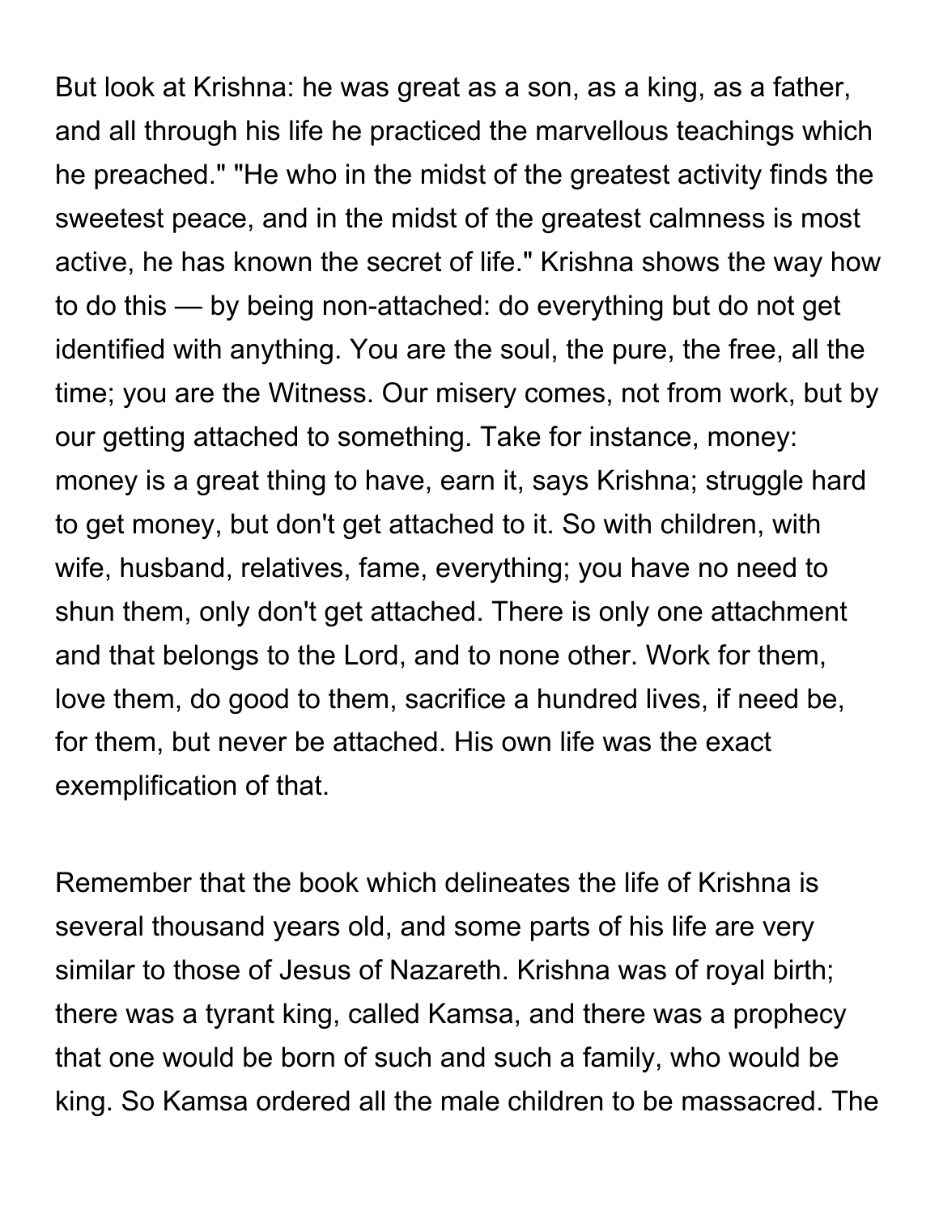But look at Krishna: he was great as a son, as a king, as a father, and all through his life he practiced the marvellous teachings which he preached." "He who in the midst of the greatest activity finds the sweetest peace, and in the midst of the greatest calmness is most active, he has known the secret of life." Krishna shows the way how to do this — by being non-attached: do everything but do not get identified with anything. You are the soul, the pure, the free, all the time; you are the Witness. Our misery comes, not from work, but by our getting attached to something. Take for instance, money: money is a great thing to have, earn it, says Krishna; struggle hard to get money, but don't get attached to it. So with children, with wife, husband, relatives, fame, everything; you have no need to shun them, only don't get attached. There is only one attachment and that belongs to the Lord, and to none other. Work for them, love them, do good to them, sacrifice a hundred lives, if need be, for them, but never be attached. His own life was the exact exemplification of that.

Remember that the book which delineates the life of Krishna is several thousand years old, and some parts of his life are very similar to those of Jesus of Nazareth. Krishna was of royal birth; there was a tyrant king, called Kamsa, and there was a prophecy that one would be born of such and such a family, who would be king. So Kamsa ordered all the male children to be massacred. The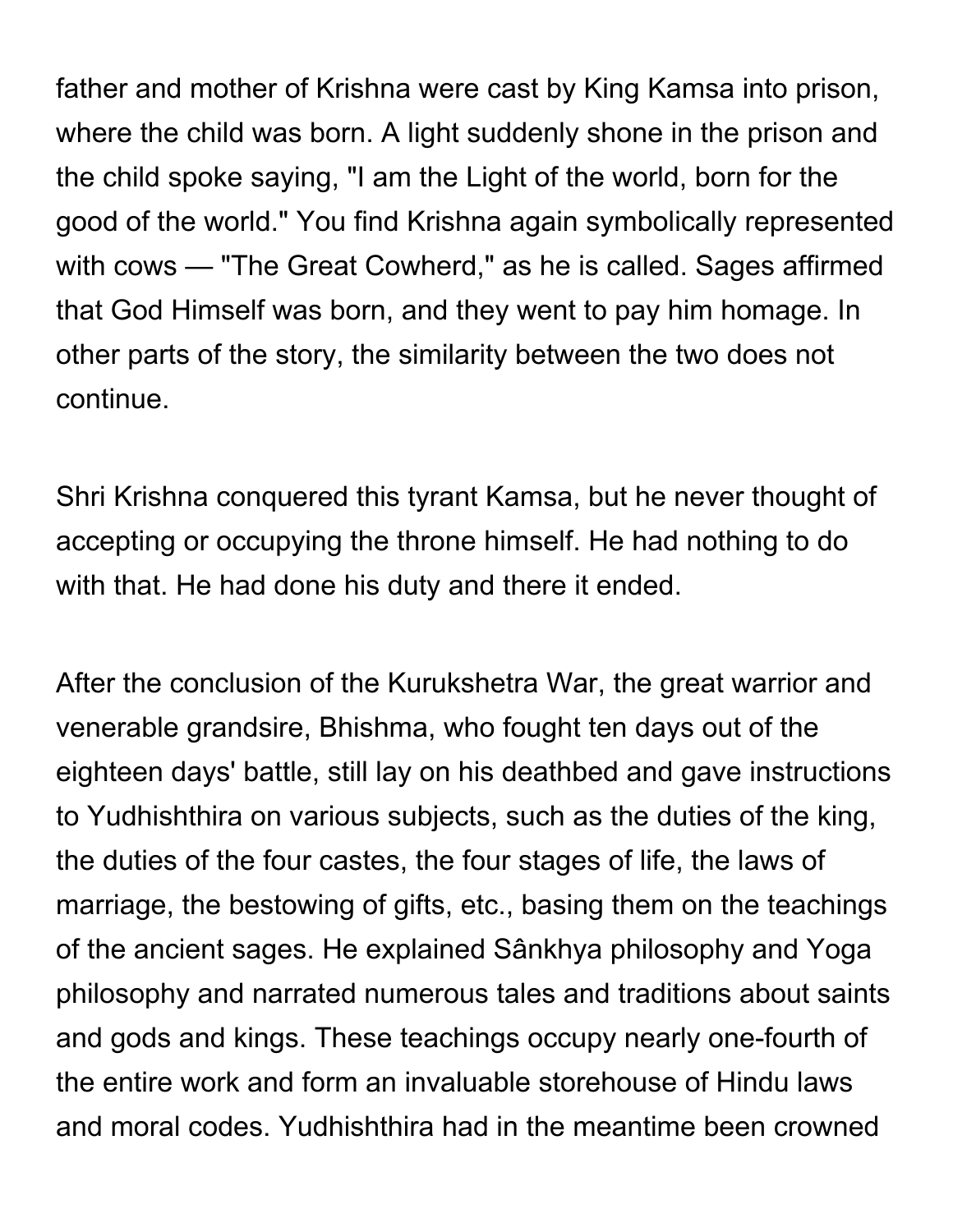father and mother of Krishna were cast by King Kamsa into prison, where the child was born. A light suddenly shone in the prison and the child spoke saying, "I am the Light of the world, born for the good of the world." You find Krishna again symbolically represented with cows — "The Great Cowherd," as he is called. Sages affirmed that God Himself was born, and they went to pay him homage. In other parts of the story, the similarity between the two does not continue.

Shri Krishna conquered this tyrant Kamsa, but he never thought of accepting or occupying the throne himself. He had nothing to do with that. He had done his duty and there it ended.

After the conclusion of the Kurukshetra War, the great warrior and venerable grandsire, Bhishma, who fought ten days out of the eighteen days' battle, still lay on his deathbed and gave instructions to Yudhishthira on various subjects, such as the duties of the king, the duties of the four castes, the four stages of life, the laws of marriage, the bestowing of gifts, etc., basing them on the teachings of the ancient sages. He explained Sânkhya philosophy and Yoga philosophy and narrated numerous tales and traditions about saints and gods and kings. These teachings occupy nearly one-fourth of the entire work and form an invaluable storehouse of Hindu laws and moral codes. Yudhishthira had in the meantime been crowned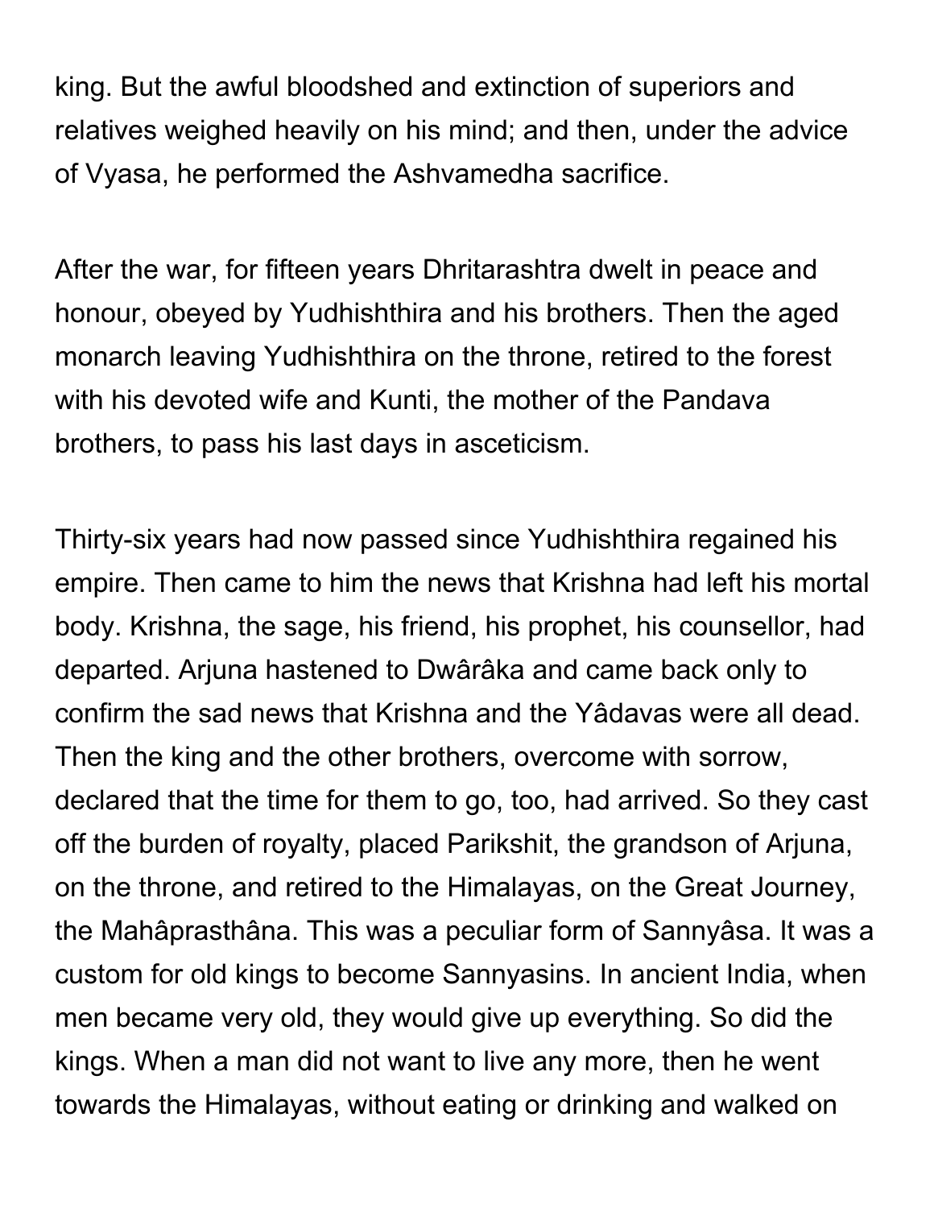king. But the awful bloodshed and extinction of superiors and relatives weighed heavily on his mind; and then, under the advice of Vyasa, he performed the Ashvamedha sacrifice.

After the war, for fifteen years Dhritarashtra dwelt in peace and honour, obeyed by Yudhishthira and his brothers. Then the aged monarch leaving Yudhishthira on the throne, retired to the forest with his devoted wife and Kunti, the mother of the Pandava brothers, to pass his last days in asceticism.

Thirty-six years had now passed since Yudhishthira regained his empire. Then came to him the news that Krishna had left his mortal body. Krishna, the sage, his friend, his prophet, his counsellor, had departed. Arjuna hastened to Dwârâka and came back only to confirm the sad news that Krishna and the Yâdavas were all dead. Then the king and the other brothers, overcome with sorrow, declared that the time for them to go, too, had arrived. So they cast off the burden of royalty, placed Parikshit, the grandson of Arjuna, on the throne, and retired to the Himalayas, on the Great Journey, the Mahâprasthâna. This was a peculiar form of Sannyâsa. It was a custom for old kings to become Sannyasins. In ancient India, when men became very old, they would give up everything. So did the kings. When a man did not want to live any more, then he went towards the Himalayas, without eating or drinking and walked on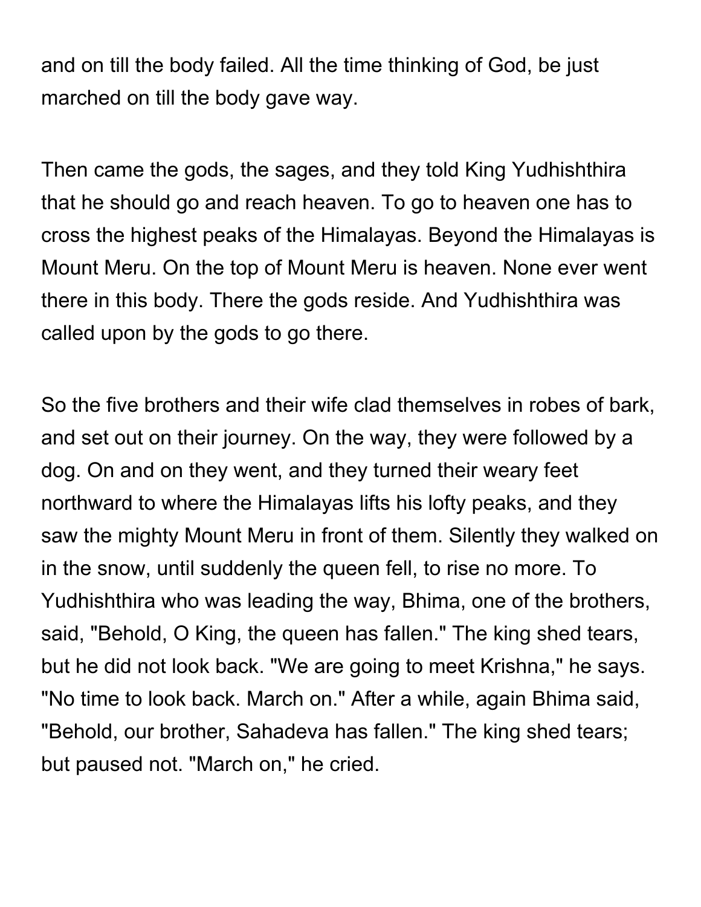and on till the body failed. All the time thinking of God, be just marched on till the body gave way.

Then came the gods, the sages, and they told King Yudhishthira that he should go and reach heaven. To go to heaven one has to cross the highest peaks of the Himalayas. Beyond the Himalayas is Mount Meru. On the top of Mount Meru is heaven. None ever went there in this body. There the gods reside. And Yudhishthira was called upon by the gods to go there.

So the five brothers and their wife clad themselves in robes of bark, and set out on their journey. On the way, they were followed by a dog. On and on they went, and they turned their weary feet northward to where the Himalayas lifts his lofty peaks, and they saw the mighty Mount Meru in front of them. Silently they walked on in the snow, until suddenly the queen fell, to rise no more. To Yudhishthira who was leading the way, Bhima, one of the brothers, said, "Behold, O King, the queen has fallen." The king shed tears, but he did not look back. "We are going to meet Krishna," he says. "No time to look back. March on." After a while, again Bhima said, "Behold, our brother, Sahadeva has fallen." The king shed tears; but paused not. "March on," he cried.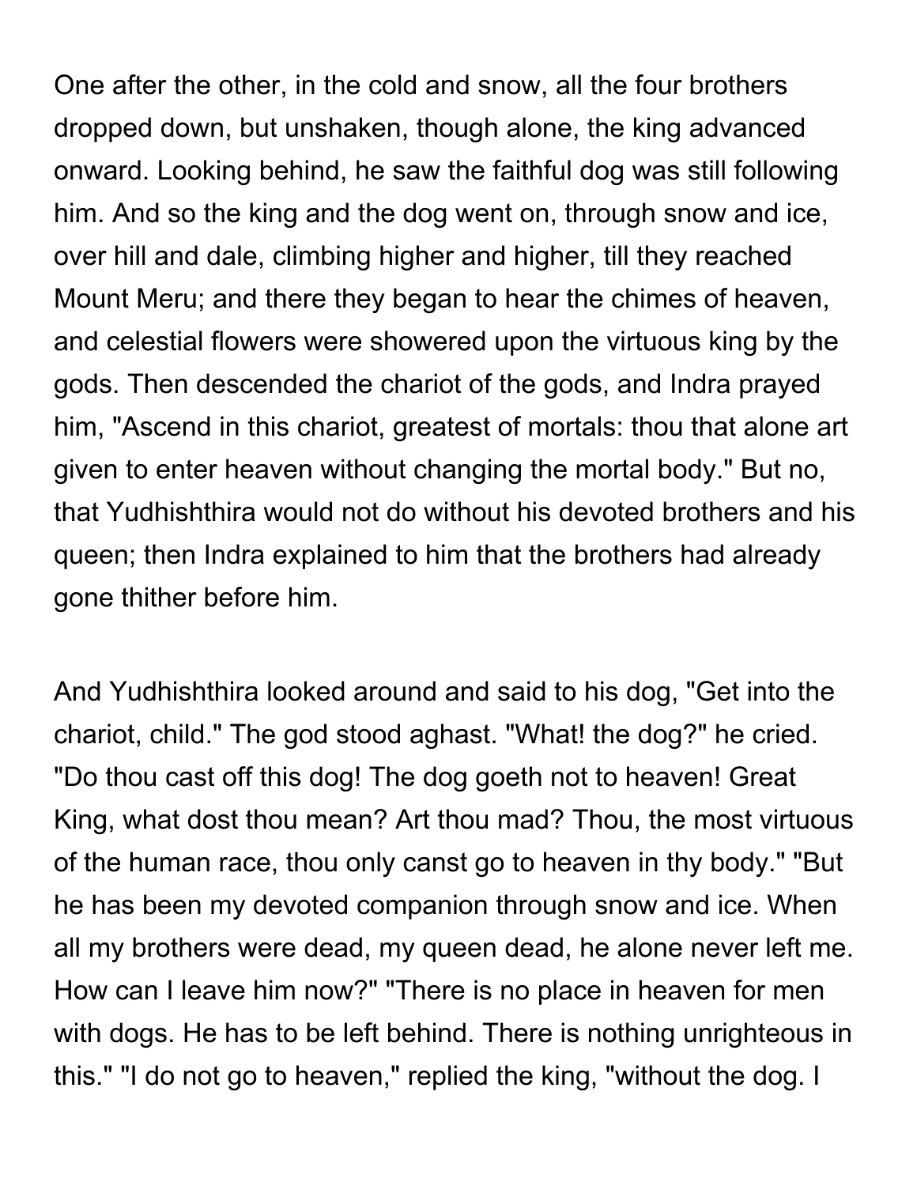One after the other, in the cold and snow, all the four brothers dropped down, but unshaken, though alone, the king advanced onward. Looking behind, he saw the faithful dog was still following him. And so the king and the dog went on, through snow and ice, over hill and dale, climbing higher and higher, till they reached Mount Meru; and there they began to hear the chimes of heaven, and celestial flowers were showered upon the virtuous king by the gods. Then descended the chariot of the gods, and Indra prayed him, "Ascend in this chariot, greatest of mortals: thou that alone art given to enter heaven without changing the mortal body." But no, that Yudhishthira would not do without his devoted brothers and his queen; then Indra explained to him that the brothers had already gone thither before him.

And Yudhishthira looked around and said to his dog, "Get into the chariot, child." The god stood aghast. "What! the dog?" he cried. "Do thou cast off this dog! The dog goeth not to heaven! Great King, what dost thou mean? Art thou mad? Thou, the most virtuous of the human race, thou only canst go to heaven in thy body." "But he has been my devoted companion through snow and ice. When all my brothers were dead, my queen dead, he alone never left me. How can I leave him now?" "There is no place in heaven for men with dogs. He has to be left behind. There is nothing unrighteous in this." "I do not go to heaven," replied the king, "without the dog. I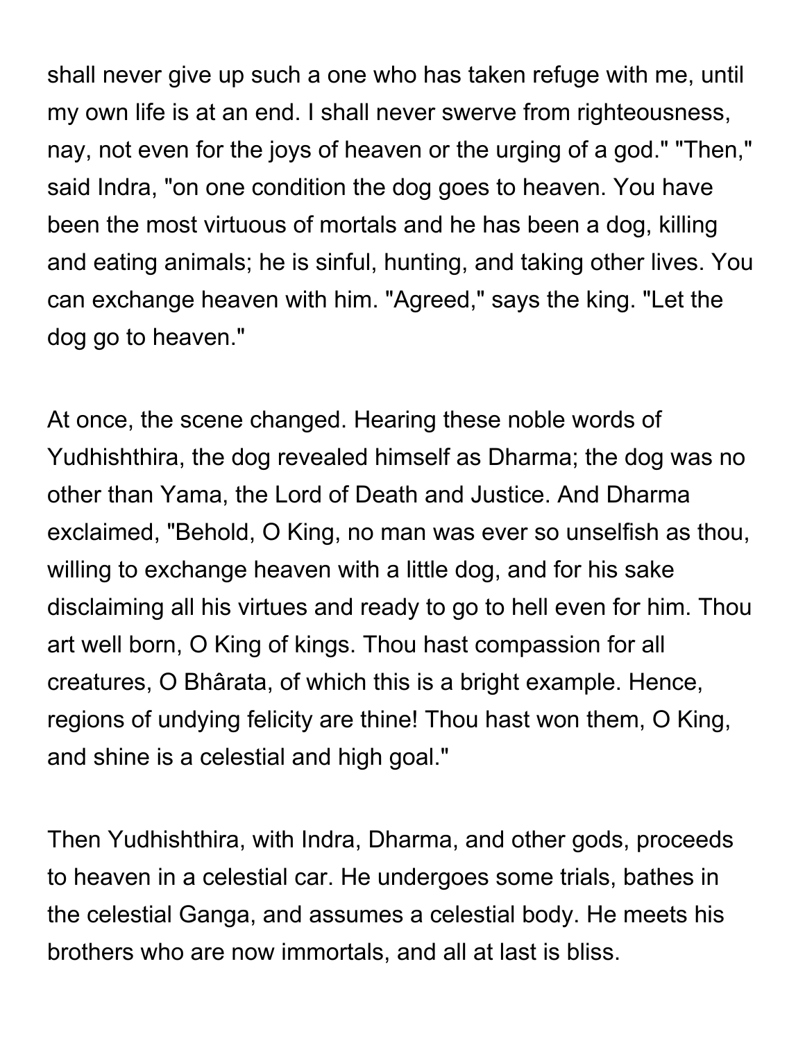shall never give up such a one who has taken refuge with me, until my own life is at an end. I shall never swerve from righteousness, nay, not even for the joys of heaven or the urging of a god." "Then," said Indra, "on one condition the dog goes to heaven. You have been the most virtuous of mortals and he has been a dog, killing and eating animals; he is sinful, hunting, and taking other lives. You can exchange heaven with him. "Agreed," says the king. "Let the dog go to heaven."

At once, the scene changed. Hearing these noble words of Yudhishthira, the dog revealed himself as Dharma; the dog was no other than Yama, the Lord of Death and Justice. And Dharma exclaimed, "Behold, O King, no man was ever so unselfish as thou, willing to exchange heaven with a little dog, and for his sake disclaiming all his virtues and ready to go to hell even for him. Thou art well born, O King of kings. Thou hast compassion for all creatures, O Bhârata, of which this is a bright example. Hence, regions of undying felicity are thine! Thou hast won them, O King, and shine is a celestial and high goal."

Then Yudhishthira, with Indra, Dharma, and other gods, proceeds to heaven in a celestial car. He undergoes some trials, bathes in the celestial Ganga, and assumes a celestial body. He meets his brothers who are now immortals, and all at last is bliss.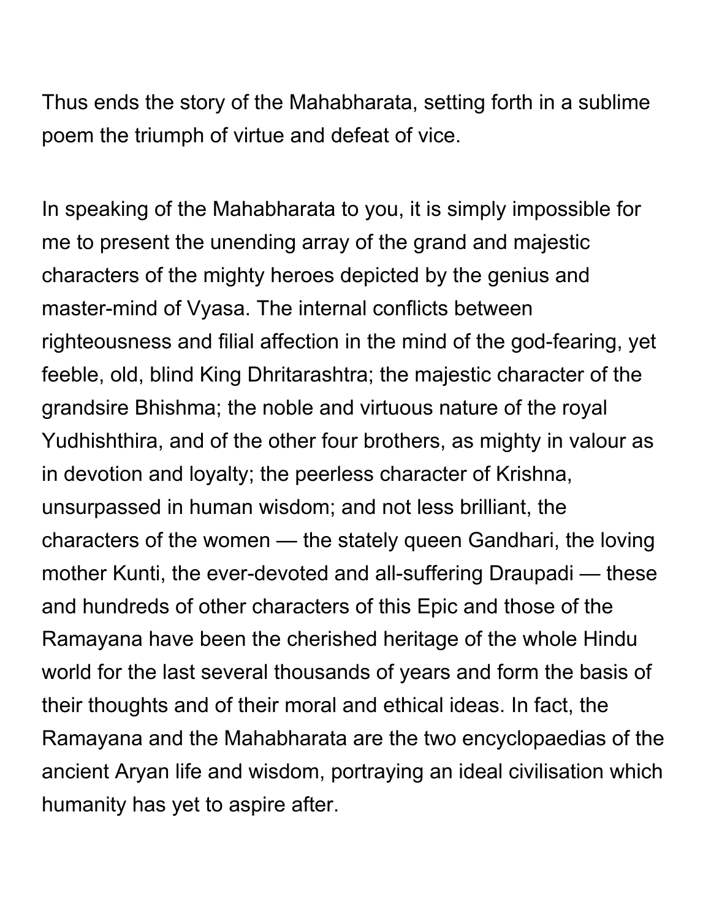Thus ends the story of the Mahabharata, setting forth in a sublime poem the triumph of virtue and defeat of vice.

In speaking of the Mahabharata to you, it is simply impossible for me to present the unending array of the grand and majestic characters of the mighty heroes depicted by the genius and master-mind of Vyasa. The internal conflicts between righteousness and filial affection in the mind of the god-fearing, yet feeble, old, blind King Dhritarashtra; the majestic character of the grandsire Bhishma; the noble and virtuous nature of the royal Yudhishthira, and of the other four brothers, as mighty in valour as in devotion and loyalty; the peerless character of Krishna, unsurpassed in human wisdom; and not less brilliant, the characters of the women — the stately queen Gandhari, the loving mother Kunti, the ever-devoted and all-suffering Draupadi — these and hundreds of other characters of this Epic and those of the Ramayana have been the cherished heritage of the whole Hindu world for the last several thousands of years and form the basis of their thoughts and of their moral and ethical ideas. In fact, the Ramayana and the Mahabharata are the two encyclopaedias of the ancient Aryan life and wisdom, portraying an ideal civilisation which humanity has yet to aspire after.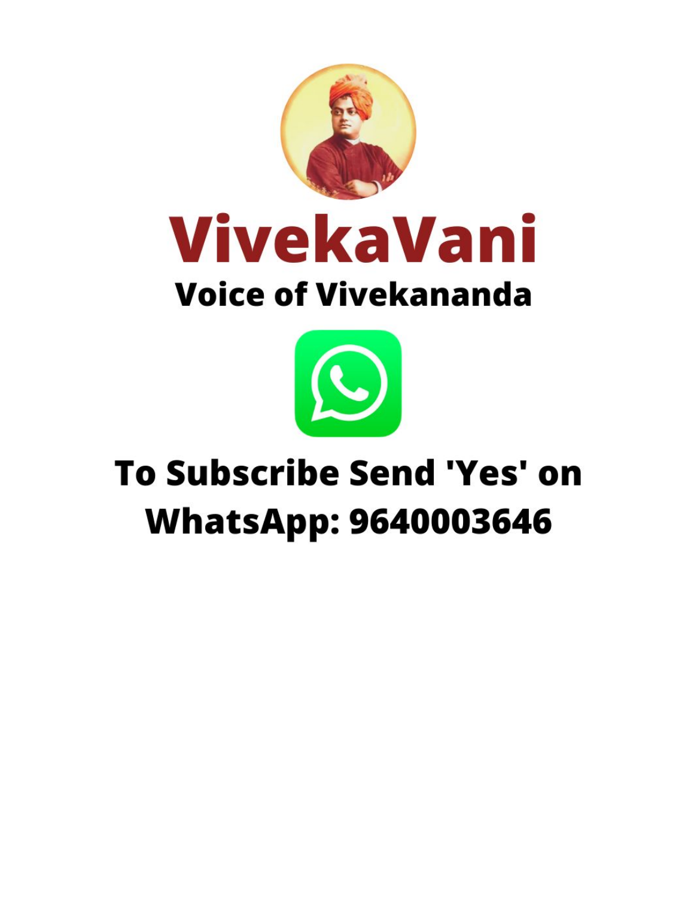# VivekaVani

**Voice of Vivekananda**

**To Subscribe Send 'Yes' on WhatsApp: 9640003646**